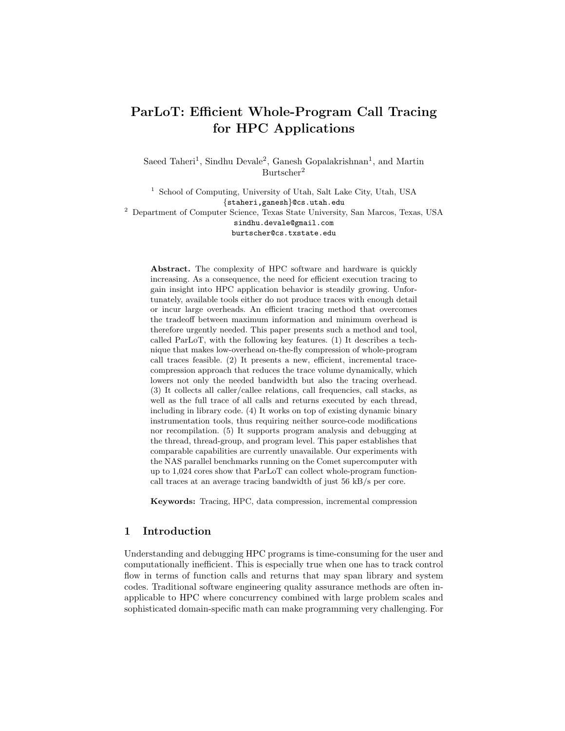# ParLoT: Efficient Whole-Program Call Tracing for HPC Applications

Saeed Taheri[1], Sindhu Devale[2], Ganesh Gopalakrishnan[1], and Martin Burtscher[2]

[1] School of Computing, University of Utah, Salt Lake City, Utah, USA
{staheri,ganesh}@cs.utah.edu

[2] Department of Computer Science, Texas State University, San Marcos, Texas, USA
sindhu.devale@gmail.com
burtscher@cs.txstate.edu

**Abstract.** The complexity of HPC software and hardware is quickly increasing. As a consequence, the need for efficient execution tracing to gain insight into HPC application behavior is steadily growing. Unfortunately, available tools either do not produce traces with enough detail or incur large overheads. An efficient tracing method that overcomes the tradeoff between maximum information and minimum overhead is therefore urgently needed. This paper presents such a method and tool, called ParLoT, with the following key features. (1) It describes a technique that makes low-overhead on-the-fly compression of whole-program call traces feasible. (2) It presents a new, efficient, incremental trace-compression approach that reduces the trace volume dynamically, which lowers not only the needed bandwidth but also the tracing overhead. (3) It collects all caller/callee relations, call frequencies, call stacks, as well as the full trace of all calls and returns executed by each thread, including in library code. (4) It works on top of existing dynamic binary instrumentation tools, thus requiring neither source-code modifications nor recompilation. (5) It supports program analysis and debugging at the thread, thread-group, and program level. This paper establishes that comparable capabilities are currently unavailable. Our experiments with the NAS parallel benchmarks running on the Comet supercomputer with up to 1,024 cores show that ParLoT can collect whole-program function-call traces at an average tracing bandwidth of just 56 kB/s per core.

**Keywords:** Tracing, HPC, data compression, incremental compression

## 1 Introduction

Understanding and debugging HPC programs is time-consuming for the user and computationally inefficient. This is especially true when one has to track control flow in terms of function calls and returns that may span library and system codes. Traditional software engineering quality assurance methods are often inapplicable to HPC where concurrency combined with large problem scales and sophisticated domain-specific math can make programming very challenging. For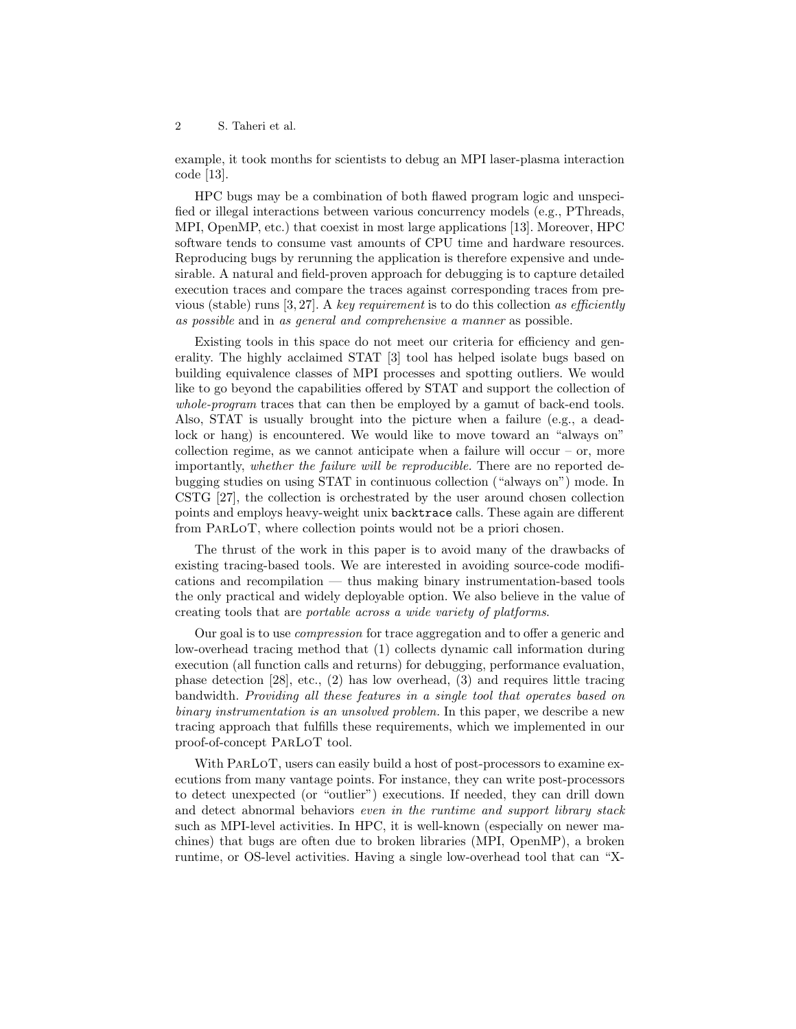example, it took months for scientists to debug an MPI laser-plasma interaction code [13].

HPC bugs may be a combination of both flawed program logic and unspecified or illegal interactions between various concurrency models (e.g., PThreads, MPI, OpenMP, etc.) that coexist in most large applications [13]. Moreover, HPC software tends to consume vast amounts of CPU time and hardware resources. Reproducing bugs by rerunning the application is therefore expensive and undesirable. A natural and field-proven approach for debugging is to capture detailed execution traces and compare the traces against corresponding traces from previous (stable) runs [3, 27]. A *key requirement* is to do this collection *as efficiently as possible* and in *as general and comprehensive a manner* as possible.

Existing tools in this space do not meet our criteria for efficiency and generality. The highly acclaimed STAT [3] tool has helped isolate bugs based on building equivalence classes of MPI processes and spotting outliers. We would like to go beyond the capabilities offered by STAT and support the collection of *whole-program* traces that can then be employed by a gamut of back-end tools. Also, STAT is usually brought into the picture when a failure (e.g., a deadlock or hang) is encountered. We would like to move toward an "always on" collection regime, as we cannot anticipate when a failure will occur – or, more importantly, *whether the failure will be reproducible.* There are no reported debugging studies on using STAT in continuous collection ("always on") mode. In CSTG [27], the collection is orchestrated by the user around chosen collection points and employs heavy-weight unix `backtrace` calls. These again are different from ParLoT, where collection points would not be a priori chosen.

The thrust of the work in this paper is to avoid many of the drawbacks of existing tracing-based tools. We are interested in avoiding source-code modifications and recompilation — thus making binary instrumentation-based tools the only practical and widely deployable option. We also believe in the value of creating tools that are *portable across a wide variety of platforms*.

Our goal is to use *compression* for trace aggregation and to offer a generic and low-overhead tracing method that (1) collects dynamic call information during execution (all function calls and returns) for debugging, performance evaluation, phase detection [28], etc., (2) has low overhead, (3) and requires little tracing bandwidth. *Providing all these features in a single tool that operates based on binary instrumentation is an unsolved problem.* In this paper, we describe a new tracing approach that fulfills these requirements, which we implemented in our proof-of-concept ParLoT tool.

With ParLoT, users can easily build a host of post-processors to examine executions from many vantage points. For instance, they can write post-processors to detect unexpected (or "outlier") executions. If needed, they can drill down and detect abnormal behaviors *even in the runtime and support library stack* such as MPI-level activities. In HPC, it is well-known (especially on newer machines) that bugs are often due to broken libraries (MPI, OpenMP), a broken runtime, or OS-level activities. Having a single low-overhead tool that can "X-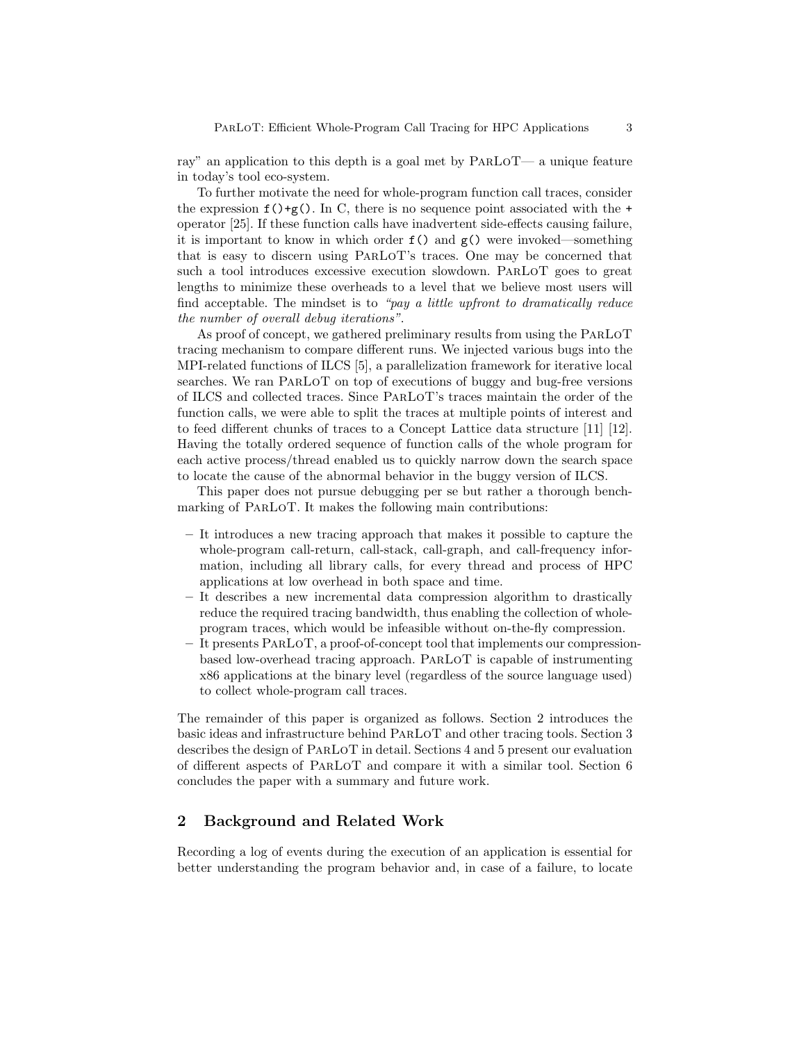ray" an application to this depth is a goal met by ParLoT— a unique feature in today's tool eco-system.

To further motivate the need for whole-program function call traces, consider the expression `f()+g()`. In C, there is no sequence point associated with the `+` operator [25]. If these function calls have inadvertent side-effects causing failure, it is important to know in which order `f()` and `g()` were invoked—something that is easy to discern using ParLoT's traces. One may be concerned that such a tool introduces excessive execution slowdown. ParLoT goes to great lengths to minimize these overheads to a level that we believe most users will find acceptable. The mindset is to *"pay a little upfront to dramatically reduce the number of overall debug iterations"*.

As proof of concept, we gathered preliminary results from using the ParLoT tracing mechanism to compare different runs. We injected various bugs into the MPI-related functions of ILCS [5], a parallelization framework for iterative local searches. We ran ParLoT on top of executions of buggy and bug-free versions of ILCS and collected traces. Since ParLoT's traces maintain the order of the function calls, we were able to split the traces at multiple points of interest and to feed different chunks of traces to a Concept Lattice data structure [11] [12]. Having the totally ordered sequence of function calls of the whole program for each active process/thread enabled us to quickly narrow down the search space to locate the cause of the abnormal behavior in the buggy version of ILCS.

This paper does not pursue debugging per se but rather a thorough benchmarking of ParLoT. It makes the following main contributions:

- It introduces a new tracing approach that makes it possible to capture the whole-program call-return, call-stack, call-graph, and call-frequency information, including all library calls, for every thread and process of HPC applications at low overhead in both space and time.
- It describes a new incremental data compression algorithm to drastically reduce the required tracing bandwidth, thus enabling the collection of whole-program traces, which would be infeasible without on-the-fly compression.
- It presents ParLoT, a proof-of-concept tool that implements our compression-based low-overhead tracing approach. ParLoT is capable of instrumenting x86 applications at the binary level (regardless of the source language used) to collect whole-program call traces.

The remainder of this paper is organized as follows. Section 2 introduces the basic ideas and infrastructure behind ParLoT and other tracing tools. Section 3 describes the design of ParLoT in detail. Sections 4 and 5 present our evaluation of different aspects of ParLoT and compare it with a similar tool. Section 6 concludes the paper with a summary and future work.

## 2 Background and Related Work

Recording a log of events during the execution of an application is essential for better understanding the program behavior and, in case of a failure, to locate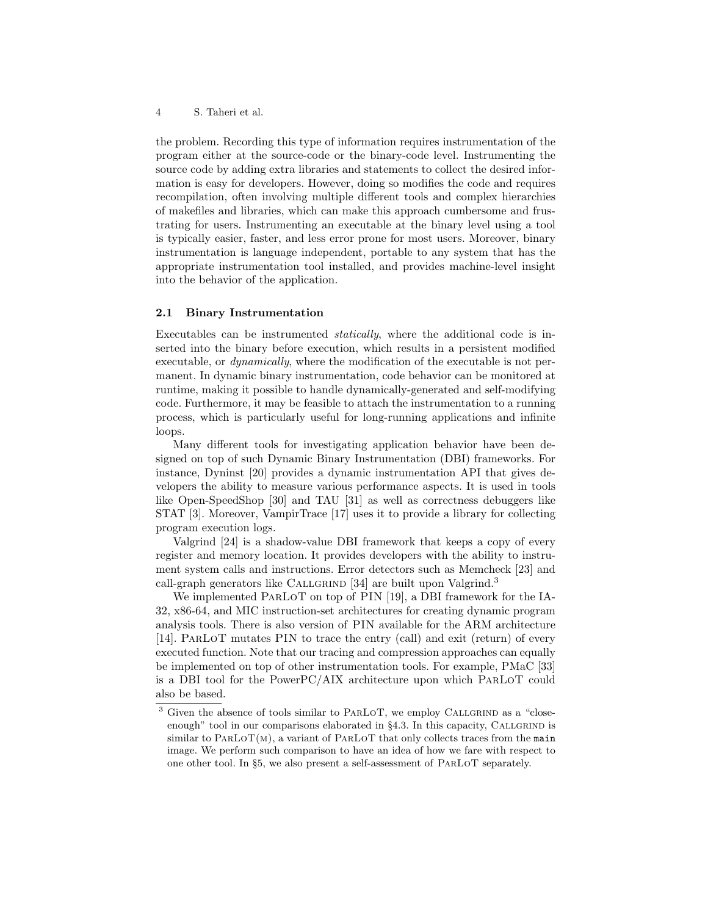the problem. Recording this type of information requires instrumentation of the program either at the source-code or the binary-code level. Instrumenting the source code by adding extra libraries and statements to collect the desired information is easy for developers. However, doing so modifies the code and requires recompilation, often involving multiple different tools and complex hierarchies of makefiles and libraries, which can make this approach cumbersome and frustrating for users. Instrumenting an executable at the binary level using a tool is typically easier, faster, and less error prone for most users. Moreover, binary instrumentation is language independent, portable to any system that has the appropriate instrumentation tool installed, and provides machine-level insight into the behavior of the application.

### 2.1 Binary Instrumentation

Executables can be instrumented *statically*, where the additional code is inserted into the binary before execution, which results in a persistent modified executable, or *dynamically*, where the modification of the executable is not permanent. In dynamic binary instrumentation, code behavior can be monitored at runtime, making it possible to handle dynamically-generated and self-modifying code. Furthermore, it may be feasible to attach the instrumentation to a running process, which is particularly useful for long-running applications and infinite loops.

Many different tools for investigating application behavior have been designed on top of such Dynamic Binary Instrumentation (DBI) frameworks. For instance, Dyninst [20] provides a dynamic instrumentation API that gives developers the ability to measure various performance aspects. It is used in tools like Open-SpeedShop [30] and TAU [31] as well as correctness debuggers like STAT [3]. Moreover, VampirTrace [17] uses it to provide a library for collecting program execution logs.

Valgrind [24] is a shadow-value DBI framework that keeps a copy of every register and memory location. It provides developers with the ability to instrument system calls and instructions. Error detectors such as Memcheck [23] and call-graph generators like CALLGRIND [34] are built upon Valgrind.[3]

We implemented PARLOT on top of PIN [19], a DBI framework for the IA-32, x86-64, and MIC instruction-set architectures for creating dynamic program analysis tools. There is also version of PIN available for the ARM architecture [14]. PARLOT mutates PIN to trace the entry (call) and exit (return) of every executed function. Note that our tracing and compression approaches can equally be implemented on top of other instrumentation tools. For example, PMaC [33] is a DBI tool for the PowerPC/AIX architecture upon which PARLOT could also be based.

[3] Given the absence of tools similar to PARLOT, we employ CALLGRIND as a "close-enough" tool in our comparisons elaborated in §4.3. In this capacity, CALLGRIND is similar to PARLOT(M), a variant of PARLOT that only collects traces from the `main` image. We perform such comparison to have an idea of how we fare with respect to one other tool. In §5, we also present a self-assessment of PARLOT separately.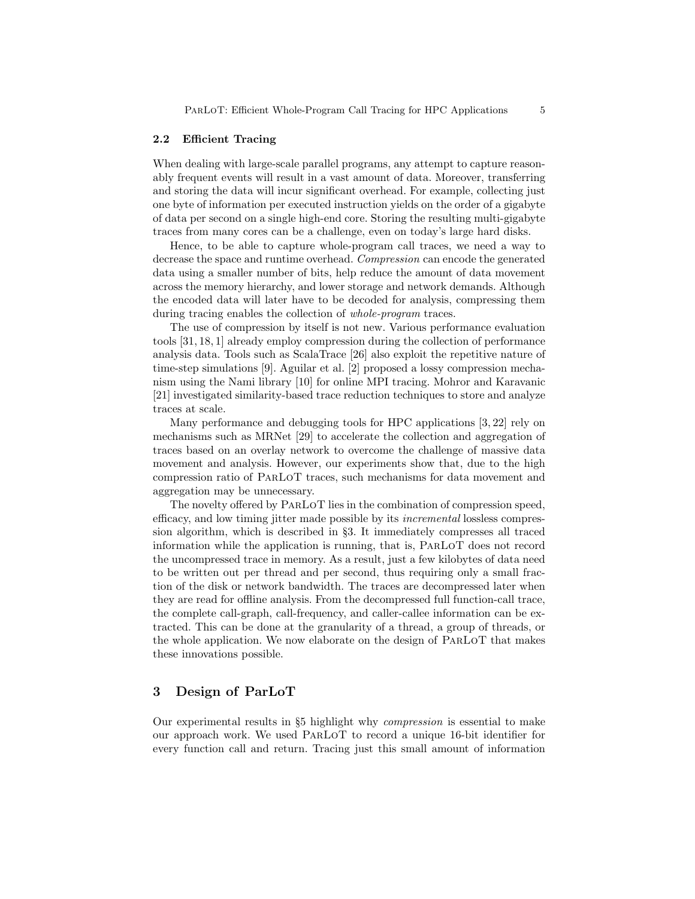### 2.2 Efficient Tracing

When dealing with large-scale parallel programs, any attempt to capture reasonably frequent events will result in a vast amount of data. Moreover, transferring and storing the data will incur significant overhead. For example, collecting just one byte of information per executed instruction yields on the order of a gigabyte of data per second on a single high-end core. Storing the resulting multi-gigabyte traces from many cores can be a challenge, even on today's large hard disks.

Hence, to be able to capture whole-program call traces, we need a way to decrease the space and runtime overhead. *Compression* can encode the generated data using a smaller number of bits, help reduce the amount of data movement across the memory hierarchy, and lower storage and network demands. Although the encoded data will later have to be decoded for analysis, compressing them during tracing enables the collection of *whole-program* traces.

The use of compression by itself is not new. Various performance evaluation tools [31, 18, 1] already employ compression during the collection of performance analysis data. Tools such as ScalaTrace [26] also exploit the repetitive nature of time-step simulations [9]. Aguilar et al. [2] proposed a lossy compression mechanism using the Nami library [10] for online MPI tracing. Mohror and Karavanic [21] investigated similarity-based trace reduction techniques to store and analyze traces at scale.

Many performance and debugging tools for HPC applications [3, 22] rely on mechanisms such as MRNet [29] to accelerate the collection and aggregation of traces based on an overlay network to overcome the challenge of massive data movement and analysis. However, our experiments show that, due to the high compression ratio of ParLoT traces, such mechanisms for data movement and aggregation may be unnecessary.

The novelty offered by ParLoT lies in the combination of compression speed, efficacy, and low timing jitter made possible by its *incremental* lossless compression algorithm, which is described in §3. It immediately compresses all traced information while the application is running, that is, ParLoT does not record the uncompressed trace in memory. As a result, just a few kilobytes of data need to be written out per thread and per second, thus requiring only a small fraction of the disk or network bandwidth. The traces are decompressed later when they are read for offline analysis. From the decompressed full function-call trace, the complete call-graph, call-frequency, and caller-callee information can be extracted. This can be done at the granularity of a thread, a group of threads, or the whole application. We now elaborate on the design of ParLoT that makes these innovations possible.

## 3 Design of ParLoT

Our experimental results in §5 highlight why *compression* is essential to make our approach work. We used ParLoT to record a unique 16-bit identifier for every function call and return. Tracing just this small amount of information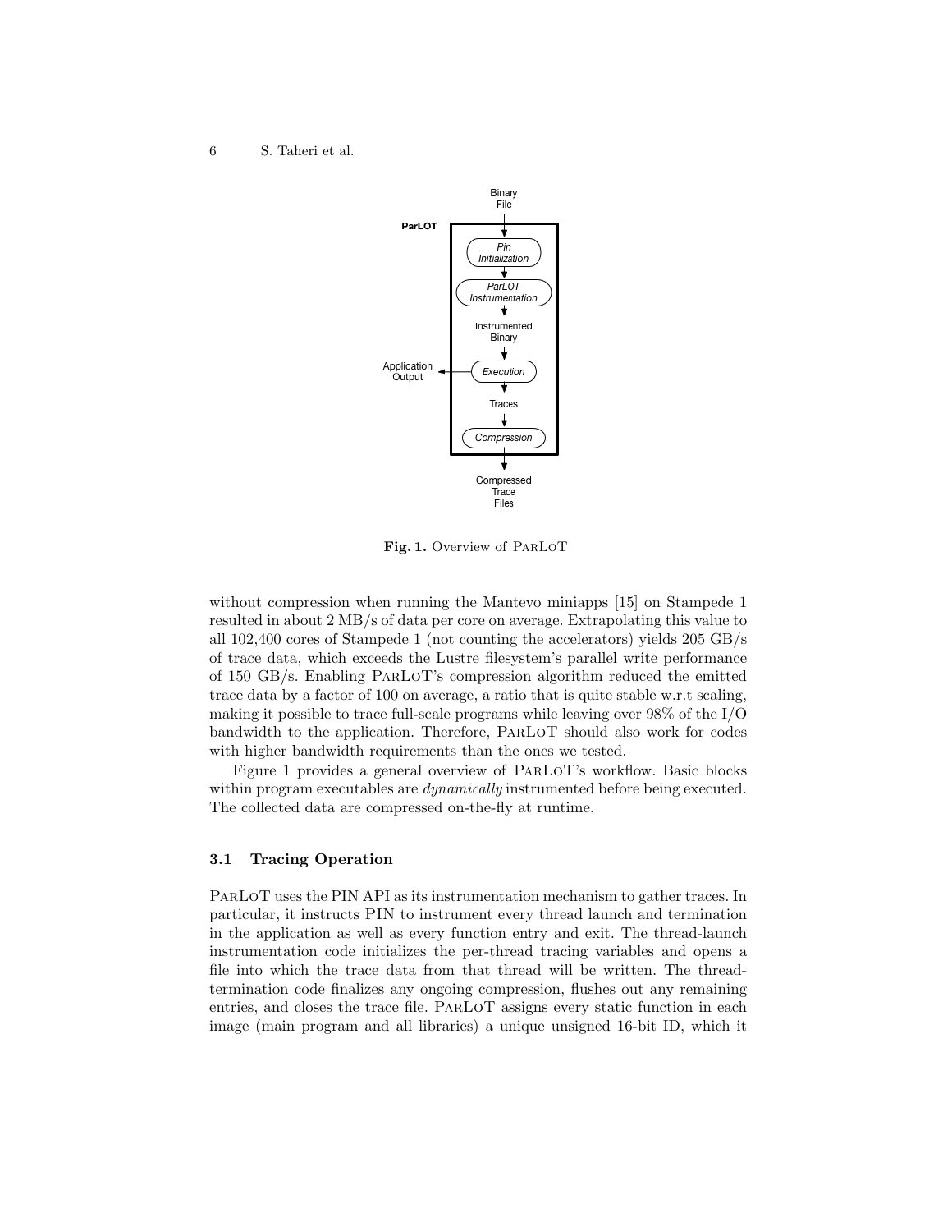Binary File

ParLOT

Pin Initialization

ParLOT Instrumentation

Instrumented Binary

Execution

Application Output

Traces

Compression

Compressed Trace Files

**Fig. 1.** Overview of ParLoT

without compression when running the Mantevo miniapps [15] on Stampede 1 resulted in about 2 MB/s of data per core on average. Extrapolating this value to all 102,400 cores of Stampede 1 (not counting the accelerators) yields 205 GB/s of trace data, which exceeds the Lustre filesystem's parallel write performance of 150 GB/s. Enabling ParLoT's compression algorithm reduced the emitted trace data by a factor of 100 on average, a ratio that is quite stable w.r.t scaling, making it possible to trace full-scale programs while leaving over 98% of the I/O bandwidth to the application. Therefore, ParLoT should also work for codes with higher bandwidth requirements than the ones we tested.

Figure 1 provides a general overview of ParLoT's workflow. Basic blocks within program executables are *dynamically* instrumented before being executed. The collected data are compressed on-the-fly at runtime.

### 3.1 Tracing Operation

ParLoT uses the PIN API as its instrumentation mechanism to gather traces. In particular, it instructs PIN to instrument every thread launch and termination in the application as well as every function entry and exit. The thread-launch instrumentation code initializes the per-thread tracing variables and opens a file into which the trace data from that thread will be written. The thread-termination code finalizes any ongoing compression, flushes out any remaining entries, and closes the trace file. ParLoT assigns every static function in each image (main program and all libraries) a unique unsigned 16-bit ID, which it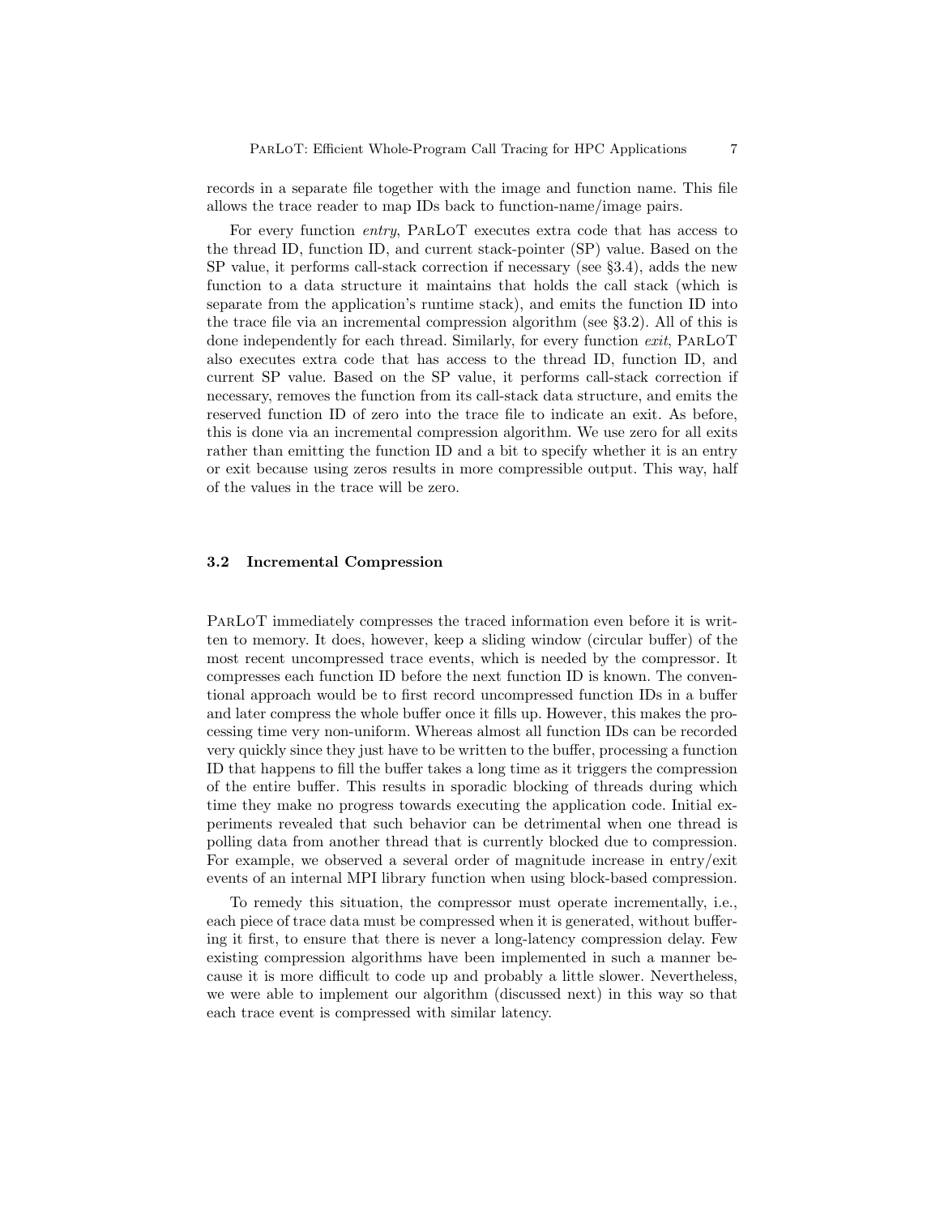records in a separate file together with the image and function name. This file allows the trace reader to map IDs back to function-name/image pairs.

For every function *entry*, ParLoT executes extra code that has access to the thread ID, function ID, and current stack-pointer (SP) value. Based on the SP value, it performs call-stack correction if necessary (see §3.4), adds the new function to a data structure it maintains that holds the call stack (which is separate from the application's runtime stack), and emits the function ID into the trace file via an incremental compression algorithm (see §3.2). All of this is done independently for each thread. Similarly, for every function *exit*, ParLoT also executes extra code that has access to the thread ID, function ID, and current SP value. Based on the SP value, it performs call-stack correction if necessary, removes the function from its call-stack data structure, and emits the reserved function ID of zero into the trace file to indicate an exit. As before, this is done via an incremental compression algorithm. We use zero for all exits rather than emitting the function ID and a bit to specify whether it is an entry or exit because using zeros results in more compressible output. This way, half of the values in the trace will be zero.

### 3.2 Incremental Compression

ParLoT immediately compresses the traced information even before it is written to memory. It does, however, keep a sliding window (circular buffer) of the most recent uncompressed trace events, which is needed by the compressor. It compresses each function ID before the next function ID is known. The conventional approach would be to first record uncompressed function IDs in a buffer and later compress the whole buffer once it fills up. However, this makes the processing time very non-uniform. Whereas almost all function IDs can be recorded very quickly since they just have to be written to the buffer, processing a function ID that happens to fill the buffer takes a long time as it triggers the compression of the entire buffer. This results in sporadic blocking of threads during which time they make no progress towards executing the application code. Initial experiments revealed that such behavior can be detrimental when one thread is polling data from another thread that is currently blocked due to compression. For example, we observed a several order of magnitude increase in entry/exit events of an internal MPI library function when using block-based compression.

To remedy this situation, the compressor must operate incrementally, i.e., each piece of trace data must be compressed when it is generated, without buffering it first, to ensure that there is never a long-latency compression delay. Few existing compression algorithms have been implemented in such a manner because it is more difficult to code up and probably a little slower. Nevertheless, we were able to implement our algorithm (discussed next) in this way so that each trace event is compressed with similar latency.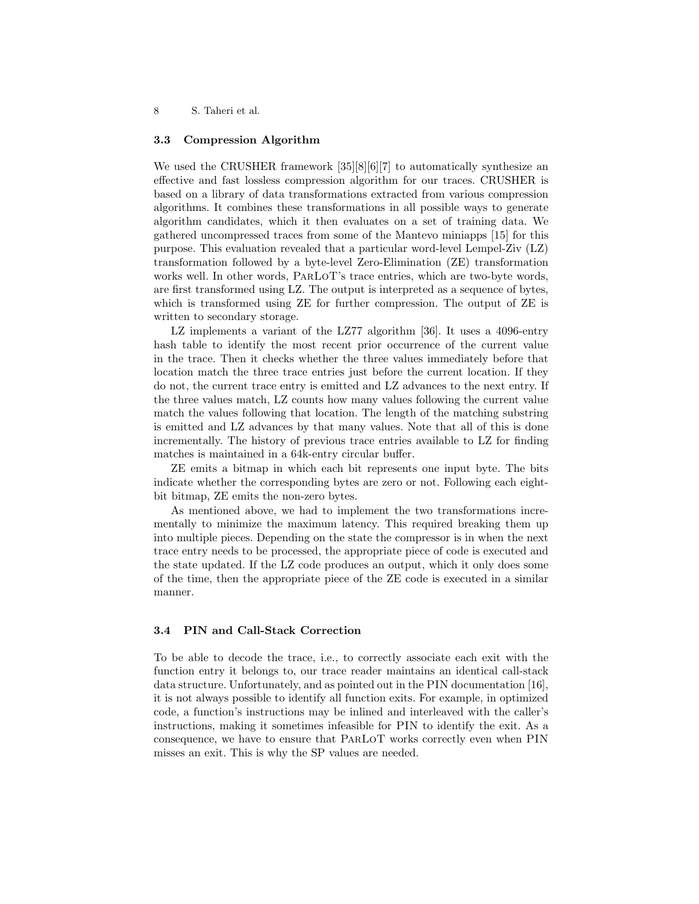### 3.3 Compression Algorithm

We used the CRUSHER framework [35][8][6][7] to automatically synthesize an effective and fast lossless compression algorithm for our traces. CRUSHER is based on a library of data transformations extracted from various compression algorithms. It combines these transformations in all possible ways to generate algorithm candidates, which it then evaluates on a set of training data. We gathered uncompressed traces from some of the Mantevo miniapps [15] for this purpose. This evaluation revealed that a particular word-level Lempel-Ziv (LZ) transformation followed by a byte-level Zero-Elimination (ZE) transformation works well. In other words, ParLoT's trace entries, which are two-byte words, are first transformed using LZ. The output is interpreted as a sequence of bytes, which is transformed using ZE for further compression. The output of ZE is written to secondary storage.

LZ implements a variant of the LZ77 algorithm [36]. It uses a 4096-entry hash table to identify the most recent prior occurrence of the current value in the trace. Then it checks whether the three values immediately before that location match the three trace entries just before the current location. If they do not, the current trace entry is emitted and LZ advances to the next entry. If the three values match, LZ counts how many values following the current value match the values following that location. The length of the matching substring is emitted and LZ advances by that many values. Note that all of this is done incrementally. The history of previous trace entries available to LZ for finding matches is maintained in a 64k-entry circular buffer.

ZE emits a bitmap in which each bit represents one input byte. The bits indicate whether the corresponding bytes are zero or not. Following each eight-bit bitmap, ZE emits the non-zero bytes.

As mentioned above, we had to implement the two transformations incrementally to minimize the maximum latency. This required breaking them up into multiple pieces. Depending on the state the compressor is in when the next trace entry needs to be processed, the appropriate piece of code is executed and the state updated. If the LZ code produces an output, which it only does some of the time, then the appropriate piece of the ZE code is executed in a similar manner.

### 3.4 PIN and Call-Stack Correction

To be able to decode the trace, i.e., to correctly associate each exit with the function entry it belongs to, our trace reader maintains an identical call-stack data structure. Unfortunately, and as pointed out in the PIN documentation [16], it is not always possible to identify all function exits. For example, in optimized code, a function's instructions may be inlined and interleaved with the caller's instructions, making it sometimes infeasible for PIN to identify the exit. As a consequence, we have to ensure that ParLoT works correctly even when PIN misses an exit. This is why the SP values are needed.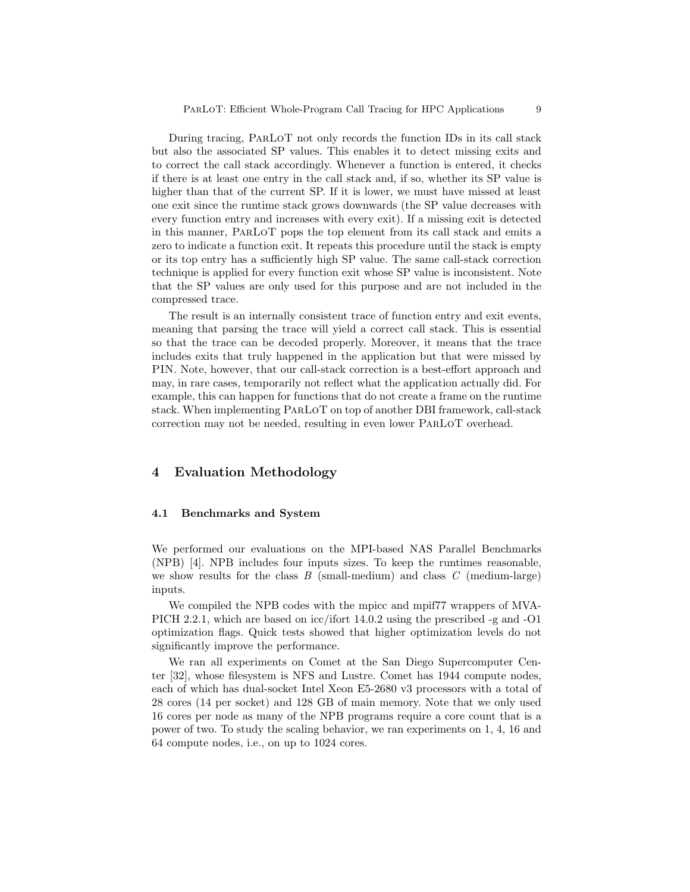During tracing, ParLoT not only records the function IDs in its call stack but also the associated SP values. This enables it to detect missing exits and to correct the call stack accordingly. Whenever a function is entered, it checks if there is at least one entry in the call stack and, if so, whether its SP value is higher than that of the current SP. If it is lower, we must have missed at least one exit since the runtime stack grows downwards (the SP value decreases with every function entry and increases with every exit). If a missing exit is detected in this manner, ParLoT pops the top element from its call stack and emits a zero to indicate a function exit. It repeats this procedure until the stack is empty or its top entry has a sufficiently high SP value. The same call-stack correction technique is applied for every function exit whose SP value is inconsistent. Note that the SP values are only used for this purpose and are not included in the compressed trace.

The result is an internally consistent trace of function entry and exit events, meaning that parsing the trace will yield a correct call stack. This is essential so that the trace can be decoded properly. Moreover, it means that the trace includes exits that truly happened in the application but that were missed by PIN. Note, however, that our call-stack correction is a best-effort approach and may, in rare cases, temporarily not reflect what the application actually did. For example, this can happen for functions that do not create a frame on the runtime stack. When implementing ParLoT on top of another DBI framework, call-stack correction may not be needed, resulting in even lower ParLoT overhead.

## 4 Evaluation Methodology

### 4.1 Benchmarks and System

We performed our evaluations on the MPI-based NAS Parallel Benchmarks (NPB) [4]. NPB includes four inputs sizes. To keep the runtimes reasonable, we show results for the class *B* (small-medium) and class *C* (medium-large) inputs.

We compiled the NPB codes with the mpicc and mpif77 wrappers of MVAPICH 2.2.1, which are based on icc/ifort 14.0.2 using the prescribed -g and -O1 optimization flags. Quick tests showed that higher optimization levels do not significantly improve the performance.

We ran all experiments on Comet at the San Diego Supercomputer Center [32], whose filesystem is NFS and Lustre. Comet has 1944 compute nodes, each of which has dual-socket Intel Xeon E5-2680 v3 processors with a total of 28 cores (14 per socket) and 128 GB of main memory. Note that we only used 16 cores per node as many of the NPB programs require a core count that is a power of two. To study the scaling behavior, we ran experiments on 1, 4, 16 and 64 compute nodes, i.e., on up to 1024 cores.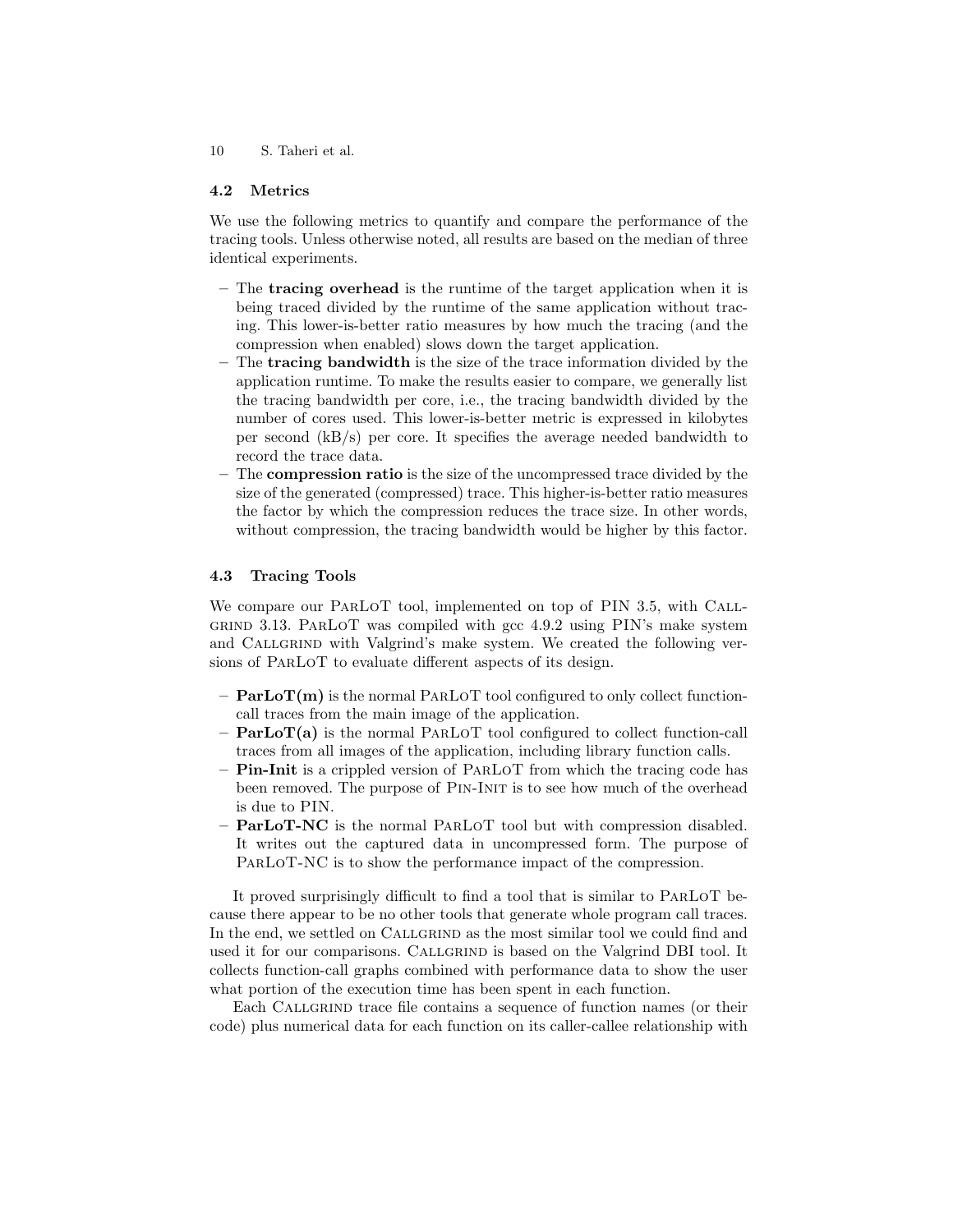### 4.2 Metrics

We use the following metrics to quantify and compare the performance of the tracing tools. Unless otherwise noted, all results are based on the median of three identical experiments.

- The **tracing overhead** is the runtime of the target application when it is being traced divided by the runtime of the same application without tracing. This lower-is-better ratio measures by how much the tracing (and the compression when enabled) slows down the target application.
- The **tracing bandwidth** is the size of the trace information divided by the application runtime. To make the results easier to compare, we generally list the tracing bandwidth per core, i.e., the tracing bandwidth divided by the number of cores used. This lower-is-better metric is expressed in kilobytes per second (kB/s) per core. It specifies the average needed bandwidth to record the trace data.
- The **compression ratio** is the size of the uncompressed trace divided by the size of the generated (compressed) trace. This higher-is-better ratio measures the factor by which the compression reduces the trace size. In other words, without compression, the tracing bandwidth would be higher by this factor.

### 4.3 Tracing Tools

We compare our ParLoT tool, implemented on top of PIN 3.5, with Callgrind 3.13. ParLoT was compiled with gcc 4.9.2 using PIN's make system and Callgrind with Valgrind's make system. We created the following versions of ParLoT to evaluate different aspects of its design.

- **ParLoT(m)** is the normal ParLoT tool configured to only collect function-call traces from the main image of the application.
- **ParLoT(a)** is the normal ParLoT tool configured to collect function-call traces from all images of the application, including library function calls.
- **Pin-Init** is a crippled version of ParLoT from which the tracing code has been removed. The purpose of Pin-Init is to see how much of the overhead is due to PIN.
- **ParLoT-NC** is the normal ParLoT tool but with compression disabled. It writes out the captured data in uncompressed form. The purpose of ParLoT-NC is to show the performance impact of the compression.

It proved surprisingly difficult to find a tool that is similar to ParLoT because there appear to be no other tools that generate whole program call traces. In the end, we settled on Callgrind as the most similar tool we could find and used it for our comparisons. Callgrind is based on the Valgrind DBI tool. It collects function-call graphs combined with performance data to show the user what portion of the execution time has been spent in each function.

Each Callgrind trace file contains a sequence of function names (or their code) plus numerical data for each function on its caller-callee relationship with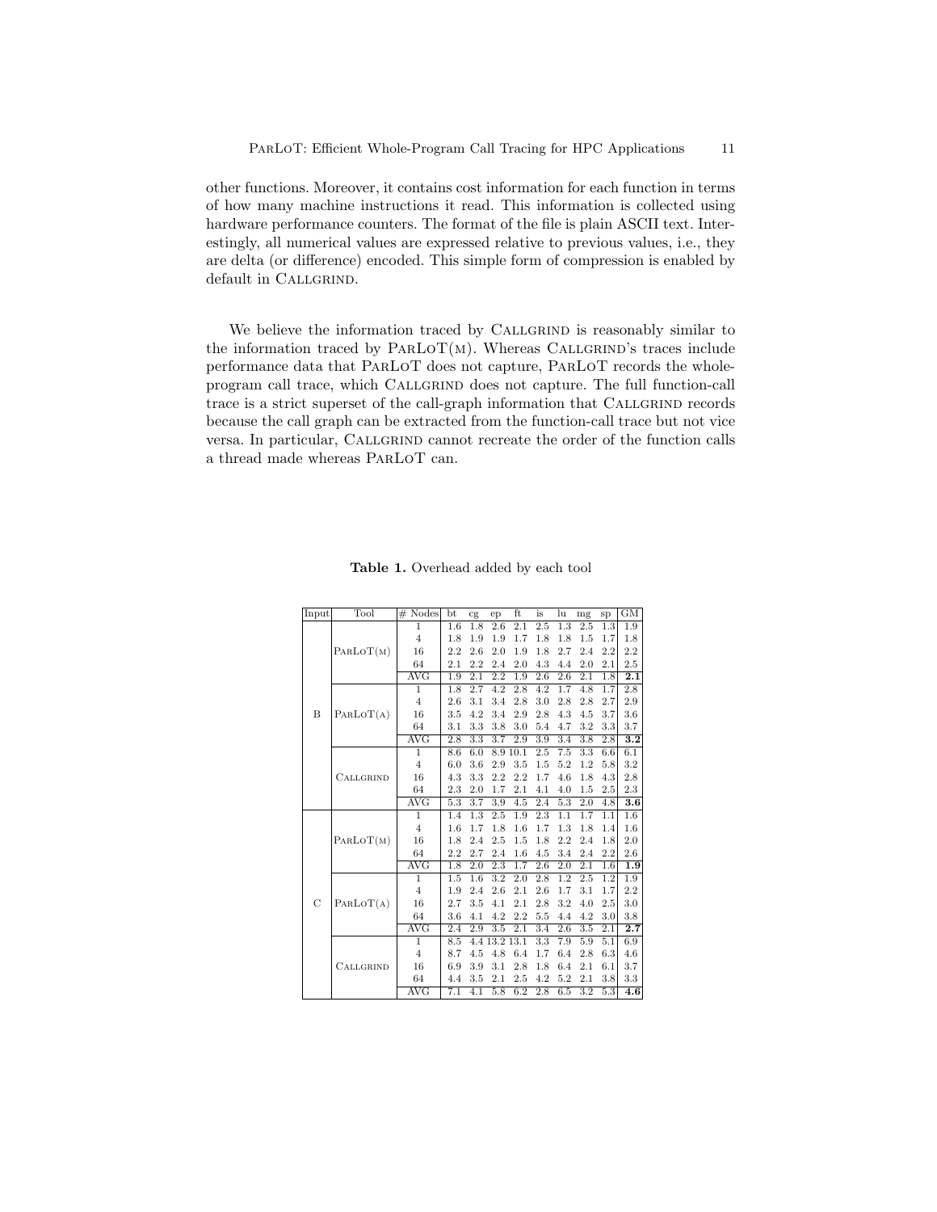other functions. Moreover, it contains cost information for each function in terms of how many machine instructions it read. This information is collected using hardware performance counters. The format of the file is plain ASCII text. Interestingly, all numerical values are expressed relative to previous values, i.e., they are delta (or difference) encoded. This simple form of compression is enabled by default in CALLGRIND.

We believe the information traced by CALLGRIND is reasonably similar to the information traced by PARLOT(M). Whereas CALLGRIND's traces include performance data that PARLOT does not capture, PARLOT records the whole-program call trace, which CALLGRIND does not capture. The full function-call trace is a strict superset of the call-graph information that CALLGRIND records because the call graph can be extracted from the function-call trace but not vice versa. In particular, CALLGRIND cannot recreate the order of the function calls a thread made whereas PARLOT can.

**Table 1.** Overhead added by each tool

| Input | Tool | # Nodes | bt | cg | ep | ft | is | lu | mg | sp | GM |
|---|---|---|---|---|---|---|---|---|---|---|---|
| B | PARLOT(M) | 1 | 1.6 | 1.8 | 2.6 | 2.1 | 2.5 | 1.3 | 2.5 | 1.3 | 1.9 |
| | | 4 | 1.8 | 1.9 | 1.9 | 1.7 | 1.8 | 1.8 | 1.5 | 1.7 | 1.8 |
| | | 16 | 2.2 | 2.6 | 2.0 | 1.9 | 1.8 | 2.7 | 2.4 | 2.2 | 2.2 |
| | | 64 | 2.1 | 2.2 | 2.4 | 2.0 | 4.3 | 4.4 | 2.0 | 2.1 | 2.5 |
| | | AVG | 1.9 | 2.1 | 2.2 | 1.9 | 2.6 | 2.6 | 2.1 | 1.8 | **2.1** |
| | PARLOT(A) | 1 | 1.8 | 2.7 | 4.2 | 2.8 | 4.2 | 1.7 | 4.8 | 1.7 | 2.8 |
| | | 4 | 2.6 | 3.1 | 3.4 | 2.8 | 3.0 | 2.8 | 2.8 | 2.7 | 2.9 |
| | | 16 | 3.5 | 4.2 | 3.4 | 2.9 | 2.8 | 4.3 | 4.5 | 3.7 | 3.6 |
| | | 64 | 3.1 | 3.3 | 3.8 | 3.0 | 5.4 | 4.7 | 3.2 | 3.3 | 3.7 |
| | | AVG | 2.8 | 3.3 | 3.7 | 2.9 | 3.9 | 3.4 | 3.8 | 2.8 | **3.2** |
| | CALLGRIND | 1 | 8.6 | 6.0 | 8.9 | 10.1 | 2.5 | 7.5 | 3.3 | 6.6 | 6.1 |
| | | 4 | 6.0 | 3.6 | 2.9 | 3.5 | 1.5 | 5.2 | 1.2 | 5.8 | 3.2 |
| | | 16 | 4.3 | 3.3 | 2.2 | 2.2 | 1.7 | 4.6 | 1.8 | 4.3 | 2.8 |
| | | 64 | 2.3 | 2.0 | 1.7 | 2.1 | 4.1 | 4.0 | 1.5 | 2.5 | 2.3 |
| | | AVG | 5.3 | 3.7 | 3.9 | 4.5 | 2.4 | 5.3 | 2.0 | 4.8 | **3.6** |
| C | PARLOT(M) | 1 | 1.4 | 1.3 | 2.5 | 1.9 | 2.3 | 1.1 | 1.7 | 1.1 | 1.6 |
| | | 4 | 1.6 | 1.7 | 1.8 | 1.6 | 1.7 | 1.3 | 1.8 | 1.4 | 1.6 |
| | | 16 | 1.8 | 2.4 | 2.5 | 1.5 | 1.8 | 2.2 | 2.4 | 1.8 | 2.0 |
| | | 64 | 2.2 | 2.7 | 2.4 | 1.6 | 4.5 | 3.4 | 2.4 | 2.2 | 2.6 |
| | | AVG | 1.8 | 2.0 | 2.3 | 1.7 | 2.6 | 2.0 | 2.1 | 1.6 | **1.9** |
| | PARLOT(A) | 1 | 1.5 | 1.6 | 3.2 | 2.0 | 2.8 | 1.2 | 2.5 | 1.2 | 1.9 |
| | | 4 | 1.9 | 2.4 | 2.6 | 2.1 | 2.6 | 1.7 | 3.1 | 1.7 | 2.2 |
| | | 16 | 2.7 | 3.5 | 4.1 | 2.1 | 2.8 | 3.2 | 4.0 | 2.5 | 3.0 |
| | | 64 | 3.6 | 4.1 | 4.2 | 2.2 | 5.5 | 4.4 | 4.2 | 3.0 | 3.8 |
| | | AVG | 2.4 | 2.9 | 3.5 | 2.1 | 3.4 | 2.6 | 3.5 | 2.1 | **2.7** |
| | CALLGRIND | 1 | 8.5 | 4.4 | 13.2 | 13.1 | 3.3 | 7.9 | 5.9 | 5.1 | 6.9 |
| | | 4 | 8.7 | 4.5 | 4.8 | 6.4 | 1.7 | 6.4 | 2.8 | 6.3 | 4.6 |
| | | 16 | 6.9 | 3.9 | 3.1 | 2.8 | 1.8 | 6.4 | 2.1 | 6.1 | 3.7 |
| | | 64 | 4.4 | 3.5 | 2.1 | 2.5 | 4.2 | 5.2 | 2.1 | 3.8 | 3.3 |
| | | AVG | 7.1 | 4.1 | 5.8 | 6.2 | 2.8 | 6.5 | 3.2 | 5.3 | **4.6** |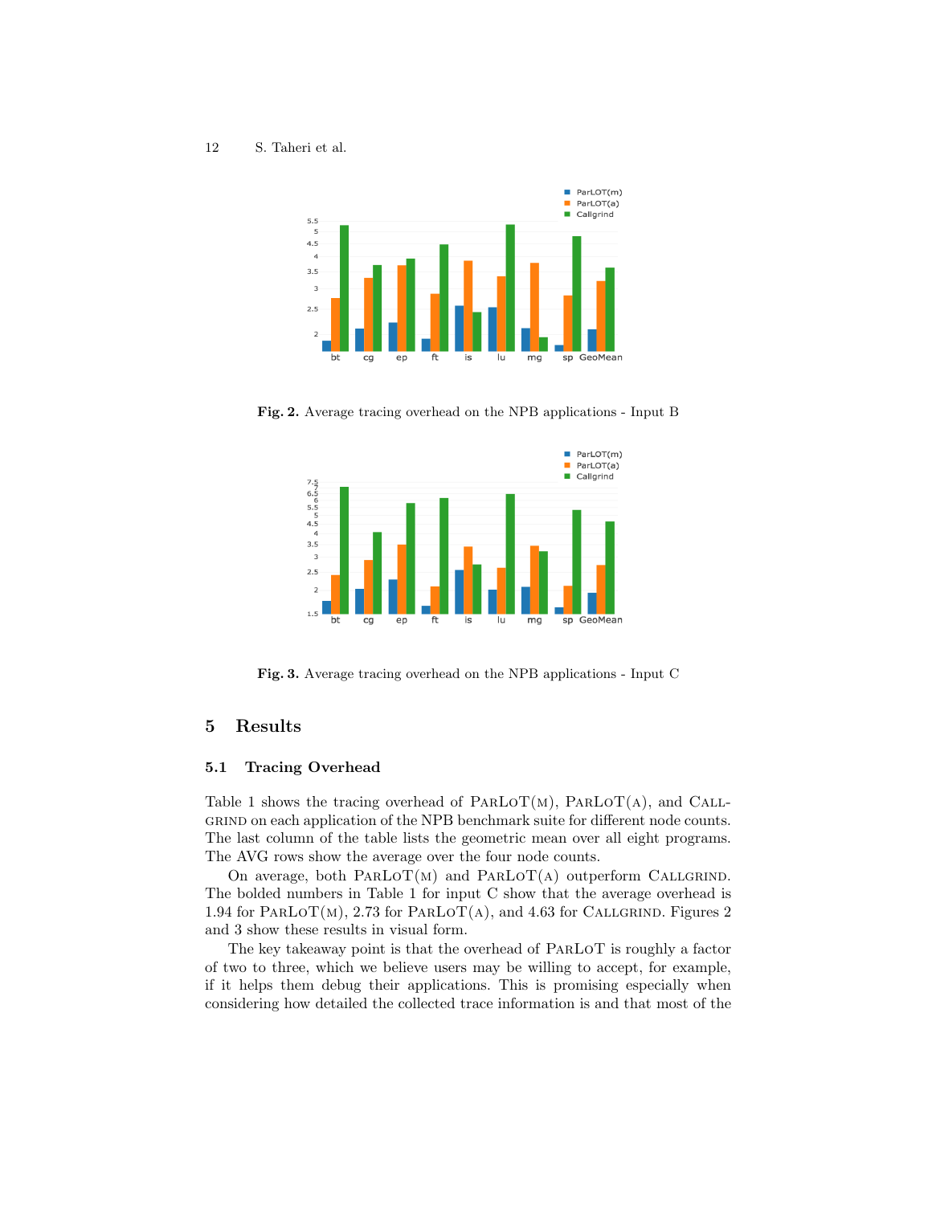Fig. 2. Average tracing overhead on the NPB applications - Input B

Fig. 3. Average tracing overhead on the NPB applications - Input C

## 5 Results

### 5.1 Tracing Overhead

Table 1 shows the tracing overhead of ParLoT(m), ParLoT(a), and Callgrind on each application of the NPB benchmark suite for different node counts. The last column of the table lists the geometric mean over all eight programs. The AVG rows show the average over the four node counts.

On average, both ParLoT(m) and ParLoT(a) outperform Callgrind. The bolded numbers in Table 1 for input C show that the average overhead is 1.94 for ParLoT(m), 2.73 for ParLoT(a), and 4.63 for Callgrind. Figures 2 and 3 show these results in visual form.

The key takeaway point is that the overhead of ParLoT is roughly a factor of two to three, which we believe users may be willing to accept, for example, if it helps them debug their applications. This is promising especially when considering how detailed the collected trace information is and that most of the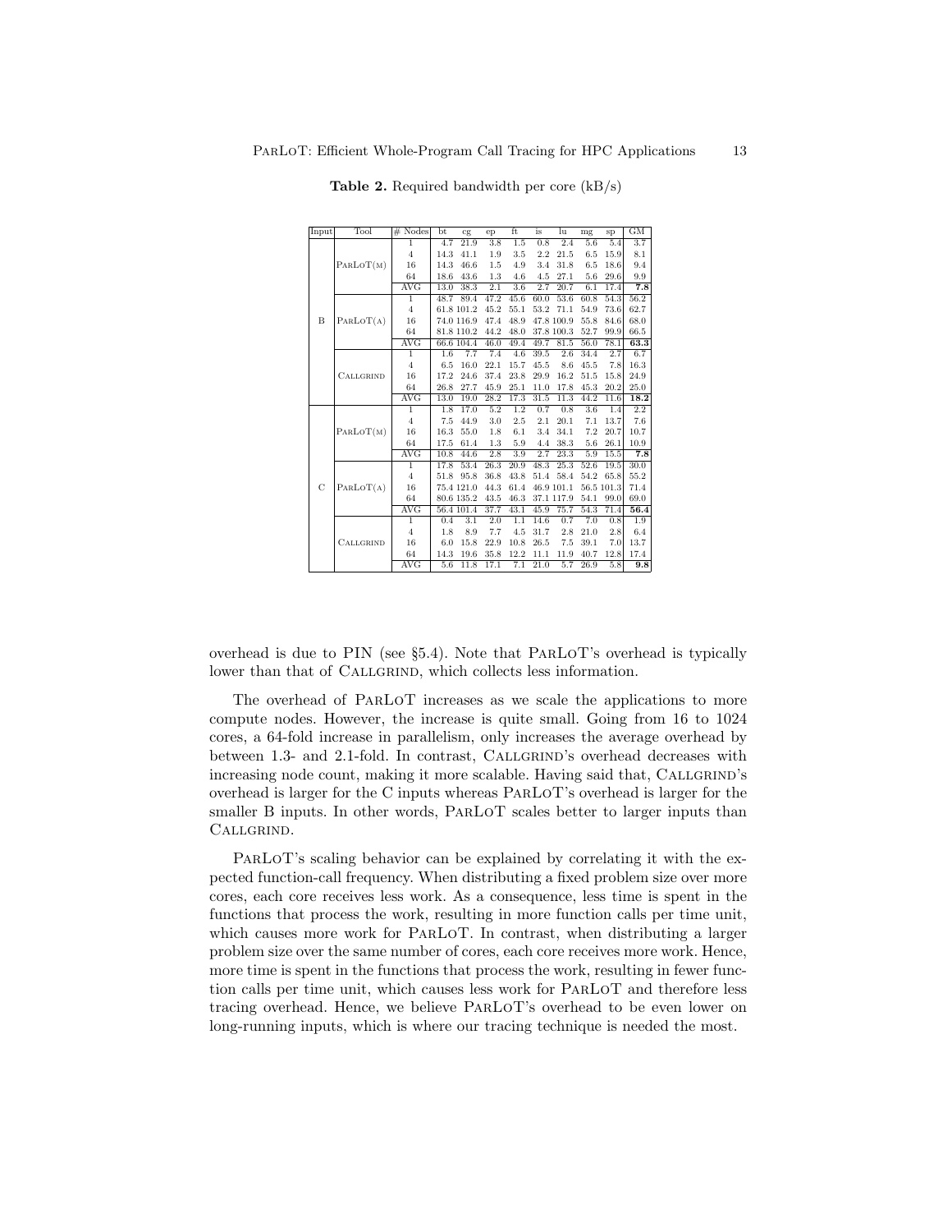**Table 2.** Required bandwidth per core (kB/s)

| Input | Tool | # Nodes | bt | cg | ep | ft | is | lu | mg | sp | GM |
|---|---|---|---|---|---|---|---|---|---|---|---|
| B | ParLoT(m) | 1 | 4.7 | 21.9 | 3.8 | 1.5 | 0.8 | 2.4 | 5.6 | 5.4 | 3.7 |
| | | 4 | 14.3 | 41.1 | 1.9 | 3.5 | 2.2 | 21.5 | 6.5 | 15.9 | 8.1 |
| | | 16 | 14.3 | 46.6 | 1.5 | 4.9 | 3.4 | 31.8 | 6.5 | 18.6 | 9.4 |
| | | 64 | 18.6 | 43.6 | 1.3 | 4.6 | 4.5 | 27.1 | 5.6 | 29.6 | 9.9 |
| | | AVG | 13.0 | 38.3 | 2.1 | 3.6 | 2.7 | 20.7 | 6.1 | 17.4 | **7.8** |
| | ParLoT(a) | 1 | 48.7 | 89.4 | 47.2 | 45.6 | 60.0 | 53.6 | 60.8 | 54.3 | 56.2 |
| | | 4 | 61.8 | 101.2 | 45.2 | 55.1 | 53.2 | 71.1 | 54.9 | 73.6 | 62.7 |
| | | 16 | 74.0 | 116.9 | 47.4 | 48.9 | 47.8 | 100.9 | 55.8 | 84.6 | 68.0 |
| | | 64 | 81.8 | 110.2 | 44.2 | 48.0 | 37.8 | 100.3 | 52.7 | 99.9 | 66.5 |
| | | AVG | 66.6 | 104.4 | 46.0 | 49.4 | 49.7 | 81.5 | 56.0 | 78.1 | **63.3** |
| | Callgrind | 1 | 1.6 | 7.7 | 7.4 | 4.6 | 39.5 | 2.6 | 34.4 | 2.7 | 6.7 |
| | | 4 | 6.5 | 16.0 | 22.1 | 15.7 | 45.5 | 8.6 | 45.5 | 7.8 | 16.3 |
| | | 16 | 17.2 | 24.6 | 37.4 | 23.8 | 29.9 | 16.2 | 51.5 | 15.8 | 24.9 |
| | | 64 | 26.8 | 27.7 | 45.9 | 25.1 | 11.0 | 17.8 | 45.3 | 20.2 | 25.0 |
| | | AVG | 13.0 | 19.0 | 28.2 | 17.3 | 31.5 | 11.3 | 44.2 | 11.6 | **18.2** |
| C | ParLoT(m) | 1 | 1.8 | 17.0 | 5.2 | 1.2 | 0.7 | 0.8 | 3.6 | 1.4 | 2.2 |
| | | 4 | 7.5 | 44.9 | 3.0 | 2.5 | 2.1 | 20.1 | 7.1 | 13.7 | 7.6 |
| | | 16 | 16.3 | 55.0 | 1.8 | 6.1 | 3.4 | 34.1 | 7.2 | 20.7 | 10.7 |
| | | 64 | 17.5 | 61.4 | 1.3 | 5.9 | 4.4 | 38.3 | 5.6 | 26.1 | 10.9 |
| | | AVG | 10.8 | 44.6 | 2.8 | 3.9 | 2.7 | 23.3 | 5.9 | 15.5 | **7.8** |
| | ParLoT(a) | 1 | 17.8 | 53.4 | 26.3 | 20.9 | 48.3 | 25.3 | 52.6 | 19.5 | 30.0 |
| | | 4 | 51.8 | 95.8 | 36.8 | 43.8 | 51.4 | 58.4 | 54.2 | 65.8 | 55.2 |
| | | 16 | 75.4 | 121.0 | 44.3 | 61.4 | 46.9 | 101.1 | 56.5 | 101.3 | 71.4 |
| | | 64 | 80.6 | 135.2 | 43.5 | 46.3 | 37.1 | 117.9 | 54.1 | 99.0 | 69.0 |
| | | AVG | 56.4 | 101.4 | 37.7 | 43.1 | 45.9 | 75.7 | 54.3 | 71.4 | **56.4** |
| | Callgrind | 1 | 0.4 | 3.1 | 2.0 | 1.1 | 14.6 | 0.7 | 7.0 | 0.8 | 1.9 |
| | | 4 | 1.8 | 8.9 | 7.7 | 4.5 | 31.7 | 2.8 | 21.0 | 2.8 | 6.4 |
| | | 16 | 6.0 | 15.8 | 22.9 | 10.8 | 26.5 | 7.5 | 39.1 | 7.0 | 13.7 |
| | | 64 | 14.3 | 19.6 | 35.8 | 12.2 | 11.1 | 11.9 | 40.7 | 12.8 | 17.4 |
| | | AVG | 5.6 | 11.8 | 17.1 | 7.1 | 21.0 | 5.7 | 26.9 | 5.8 | **9.8** |

overhead is due to PIN (see §5.4). Note that ParLoT's overhead is typically lower than that of Callgrind, which collects less information.

The overhead of ParLoT increases as we scale the applications to more compute nodes. However, the increase is quite small. Going from 16 to 1024 cores, a 64-fold increase in parallelism, only increases the average overhead by between 1.3- and 2.1-fold. In contrast, Callgrind's overhead decreases with increasing node count, making it more scalable. Having said that, Callgrind's overhead is larger for the C inputs whereas ParLoT's overhead is larger for the smaller B inputs. In other words, ParLoT scales better to larger inputs than Callgrind.

ParLoT's scaling behavior can be explained by correlating it with the expected function-call frequency. When distributing a fixed problem size over more cores, each core receives less work. As a consequence, less time is spent in the functions that process the work, resulting in more function calls per time unit, which causes more work for ParLoT. In contrast, when distributing a larger problem size over the same number of cores, each core receives more work. Hence, more time is spent in the functions that process the work, resulting in fewer function calls per time unit, which causes less work for ParLoT and therefore less tracing overhead. Hence, we believe ParLoT's overhead to be even lower on long-running inputs, which is where our tracing technique is needed the most.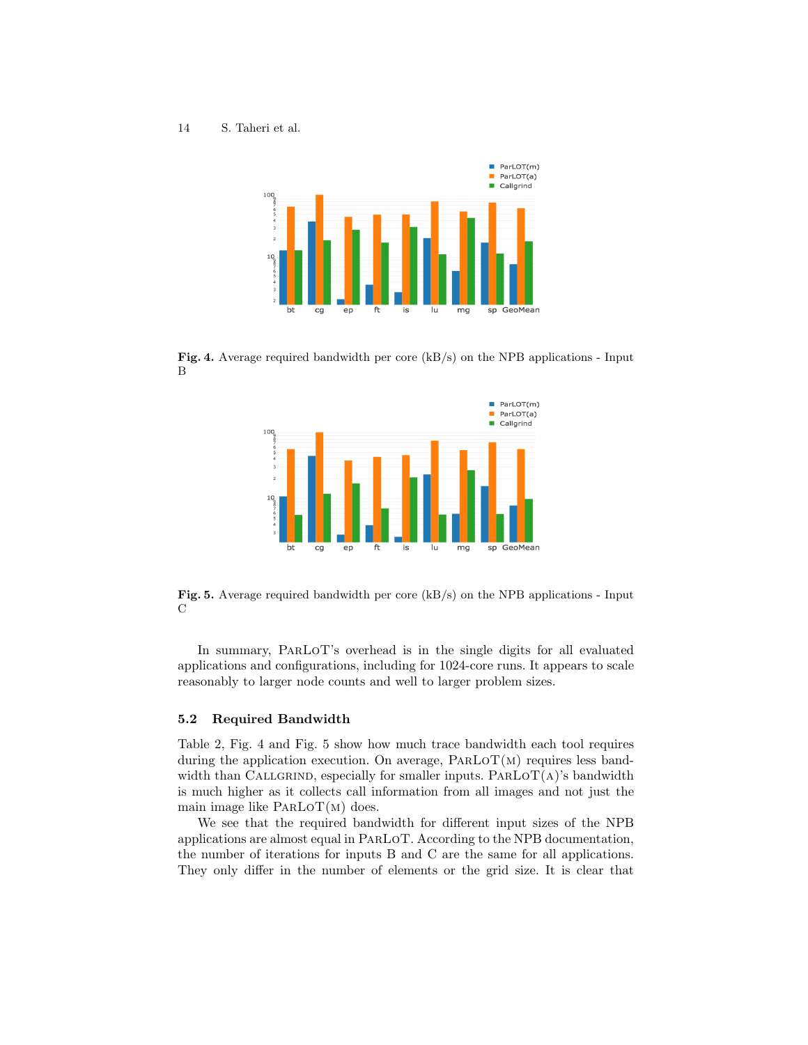**Fig. 4.** Average required bandwidth per core (kB/s) on the NPB applications - Input B

**Fig. 5.** Average required bandwidth per core (kB/s) on the NPB applications - Input C

In summary, ParLoT's overhead is in the single digits for all evaluated applications and configurations, including for 1024-core runs. It appears to scale reasonably to larger node counts and well to larger problem sizes.

### 5.2 Required Bandwidth

Table 2, Fig. 4 and Fig. 5 show how much trace bandwidth each tool requires during the application execution. On average, ParLoT(m) requires less bandwidth than Callgrind, especially for smaller inputs. ParLoT(a)'s bandwidth is much higher as it collects call information from all images and not just the main image like ParLoT(m) does.

We see that the required bandwidth for different input sizes of the NPB applications are almost equal in ParLoT. According to the NPB documentation, the number of iterations for inputs B and C are the same for all applications. They only differ in the number of elements or the grid size. It is clear that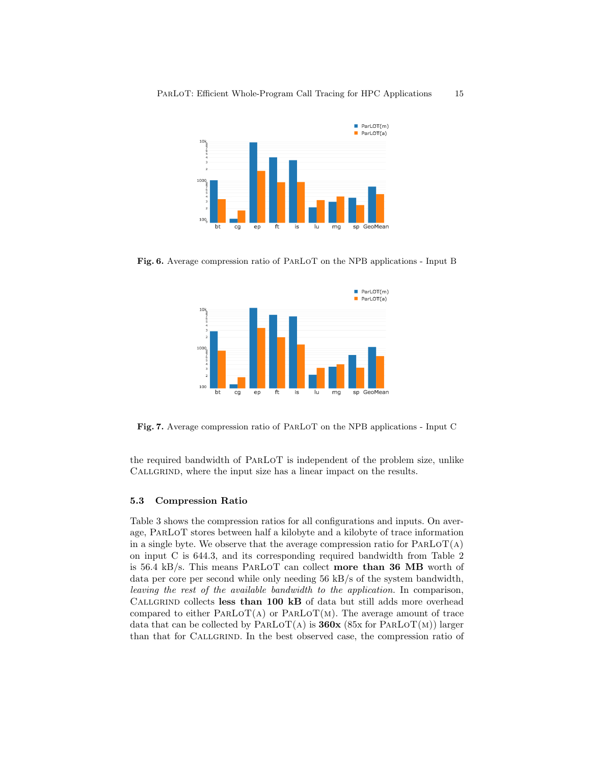Fig. 6. Average compression ratio of ParLoT on the NPB applications - Input B

Fig. 7. Average compression ratio of ParLoT on the NPB applications - Input C

the required bandwidth of ParLoT is independent of the problem size, unlike Callgrind, where the input size has a linear impact on the results.

### 5.3 Compression Ratio

Table 3 shows the compression ratios for all configurations and inputs. On average, ParLoT stores between half a kilobyte and a kilobyte of trace information in a single byte. We observe that the average compression ratio for ParLoT(a) on input C is 644.3, and its corresponding required bandwidth from Table 2 is 56.4 kB/s. This means ParLoT can collect **more than 36 MB** worth of data per core per second while only needing 56 kB/s of the system bandwidth, *leaving the rest of the available bandwidth to the application.* In comparison, Callgrind collects **less than 100 kB** of data but still adds more overhead compared to either ParLoT(a) or ParLoT(m). The average amount of trace data that can be collected by ParLoT(a) is **360x** (85x for ParLoT(m)) larger than that for Callgrind. In the best observed case, the compression ratio of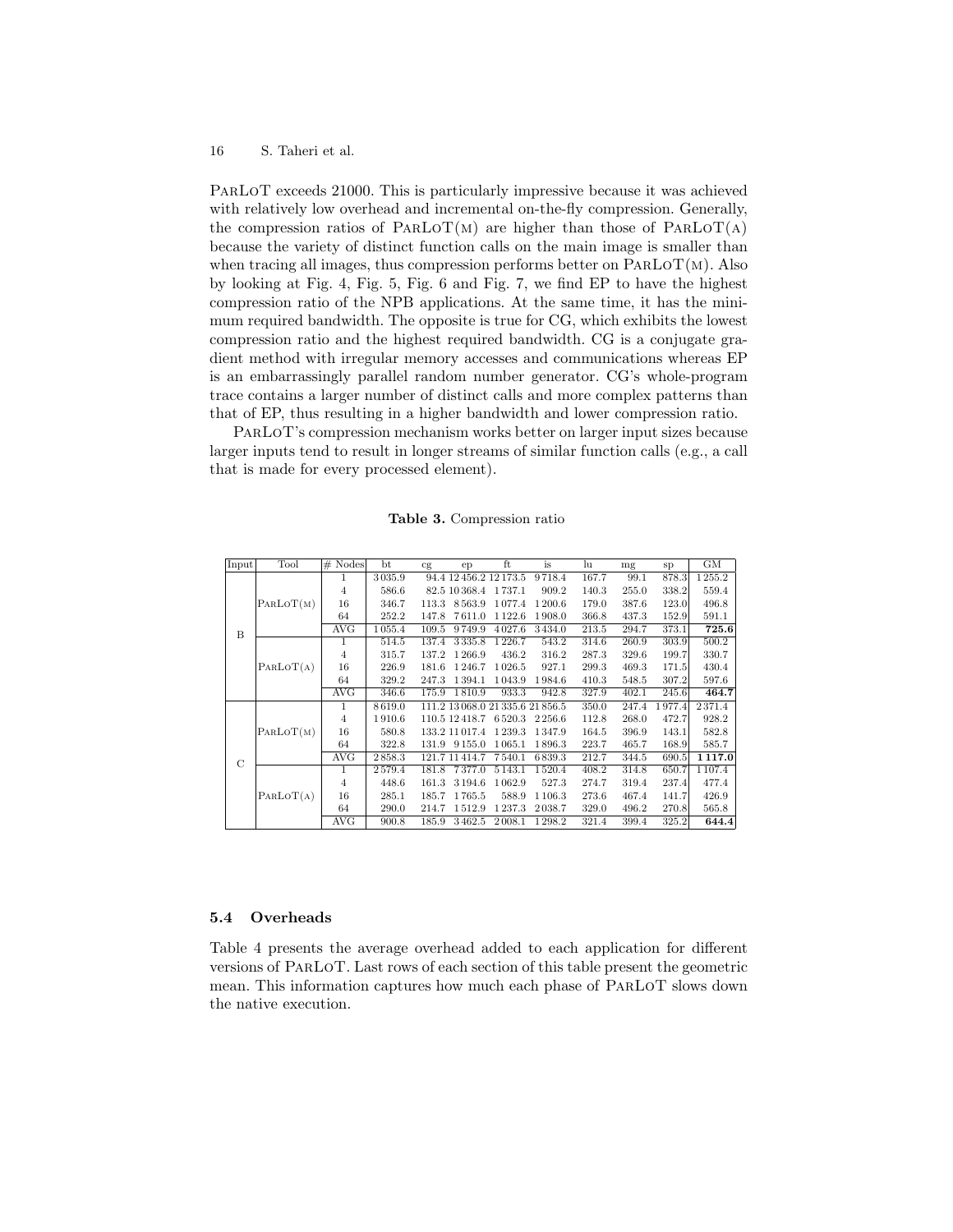ParLoT exceeds 21000. This is particularly impressive because it was achieved with relatively low overhead and incremental on-the-fly compression. Generally, the compression ratios of ParLoT(m) are higher than those of ParLoT(a) because the variety of distinct function calls on the main image is smaller than when tracing all images, thus compression performs better on ParLoT(m). Also by looking at Fig. 4, Fig. 5, Fig. 6 and Fig. 7, we find EP to have the highest compression ratio of the NPB applications. At the same time, it has the minimum required bandwidth. The opposite is true for CG, which exhibits the lowest compression ratio and the highest required bandwidth. CG is a conjugate gradient method with irregular memory accesses and communications whereas EP is an embarrassingly parallel random number generator. CG's whole-program trace contains a larger number of distinct calls and more complex patterns than that of EP, thus resulting in a higher bandwidth and lower compression ratio.

ParLoT's compression mechanism works better on larger input sizes because larger inputs tend to result in longer streams of similar function calls (e.g., a call that is made for every processed element).

**Table 3.** Compression ratio

| Input | Tool | # Nodes | bt | cg | ep | ft | is | lu | mg | sp | GM |
|---|---|---|---|---|---|---|---|---|---|---|---|
| B | ParLoT(m) | 1 | 3 035.9 | 94.4 | 12 456.2 | 12 173.5 | 9 718.4 | 167.7 | 99.1 | 878.3 | 1 255.2 |
| | | 4 | 586.6 | 82.5 | 10 368.4 | 1 737.1 | 909.2 | 140.3 | 255.0 | 338.2 | 559.4 |
| | | 16 | 346.7 | 113.3 | 8 563.9 | 1 077.4 | 1 200.6 | 179.0 | 387.6 | 123.0 | 496.8 |
| | | 64 | 252.2 | 147.8 | 7 611.0 | 1 122.6 | 1 908.0 | 366.8 | 437.3 | 152.9 | 591.1 |
| | | AVG | 1 055.4 | 109.5 | 9 749.9 | 4 027.6 | 3 434.0 | 213.5 | 294.7 | 373.1 | **725.6** |
| | ParLoT(a) | 1 | 514.5 | 137.4 | 3 335.8 | 1 226.7 | 543.2 | 314.6 | 260.9 | 303.9 | 500.2 |
| | | 4 | 315.7 | 137.2 | 1 266.9 | 436.2 | 316.2 | 287.3 | 329.6 | 199.7 | 330.7 |
| | | 16 | 226.9 | 181.6 | 1 246.7 | 1 026.5 | 927.1 | 299.3 | 469.3 | 171.5 | 430.4 |
| | | 64 | 329.2 | 247.3 | 1 394.1 | 1 043.9 | 1 984.6 | 410.3 | 548.5 | 307.2 | 597.6 |
| | | AVG | 346.6 | 175.9 | 1 810.9 | 933.3 | 942.8 | 327.9 | 402.1 | 245.6 | **464.7** |
| C | ParLoT(m) | 1 | 8 619.0 | 111.2 | 13 068.0 | 21 335.6 | 21 856.5 | 350.0 | 247.4 | 1 977.4 | 2 371.4 |
| | | 4 | 1 910.6 | 110.5 | 12 418.7 | 6 520.3 | 2 256.6 | 112.8 | 268.0 | 472.7 | 928.2 |
| | | 16 | 580.8 | 133.2 | 11 017.4 | 1 239.3 | 1 347.9 | 164.5 | 396.9 | 143.1 | 582.8 |
| | | 64 | 322.8 | 131.9 | 9 155.0 | 1 065.1 | 1 896.3 | 223.7 | 465.7 | 168.9 | 585.7 |
| | | AVG | 2 858.3 | 121.7 | 11 414.7 | 7 540.1 | 6 839.3 | 212.7 | 344.5 | 690.5 | **1 117.0** |
| | ParLoT(a) | 1 | 2 579.4 | 181.8 | 7 377.0 | 5 143.1 | 1 520.4 | 408.2 | 314.8 | 650.7 | 1 107.4 |
| | | 4 | 448.6 | 161.3 | 3 194.6 | 1 062.9 | 527.3 | 274.7 | 319.4 | 237.4 | 477.4 |
| | | 16 | 285.1 | 185.7 | 1 765.5 | 588.9 | 1 106.3 | 273.6 | 467.4 | 141.7 | 426.9 |
| | | 64 | 290.0 | 214.7 | 1 512.9 | 1 237.3 | 2 038.7 | 329.0 | 496.2 | 270.8 | 565.8 |
| | | AVG | 900.8 | 185.9 | 3 462.5 | 2 008.1 | 1 298.2 | 321.4 | 399.4 | 325.2 | **644.4** |

### 5.4 Overheads

Table 4 presents the average overhead added to each application for different versions of ParLoT. Last rows of each section of this table present the geometric mean. This information captures how much each phase of ParLoT slows down the native execution.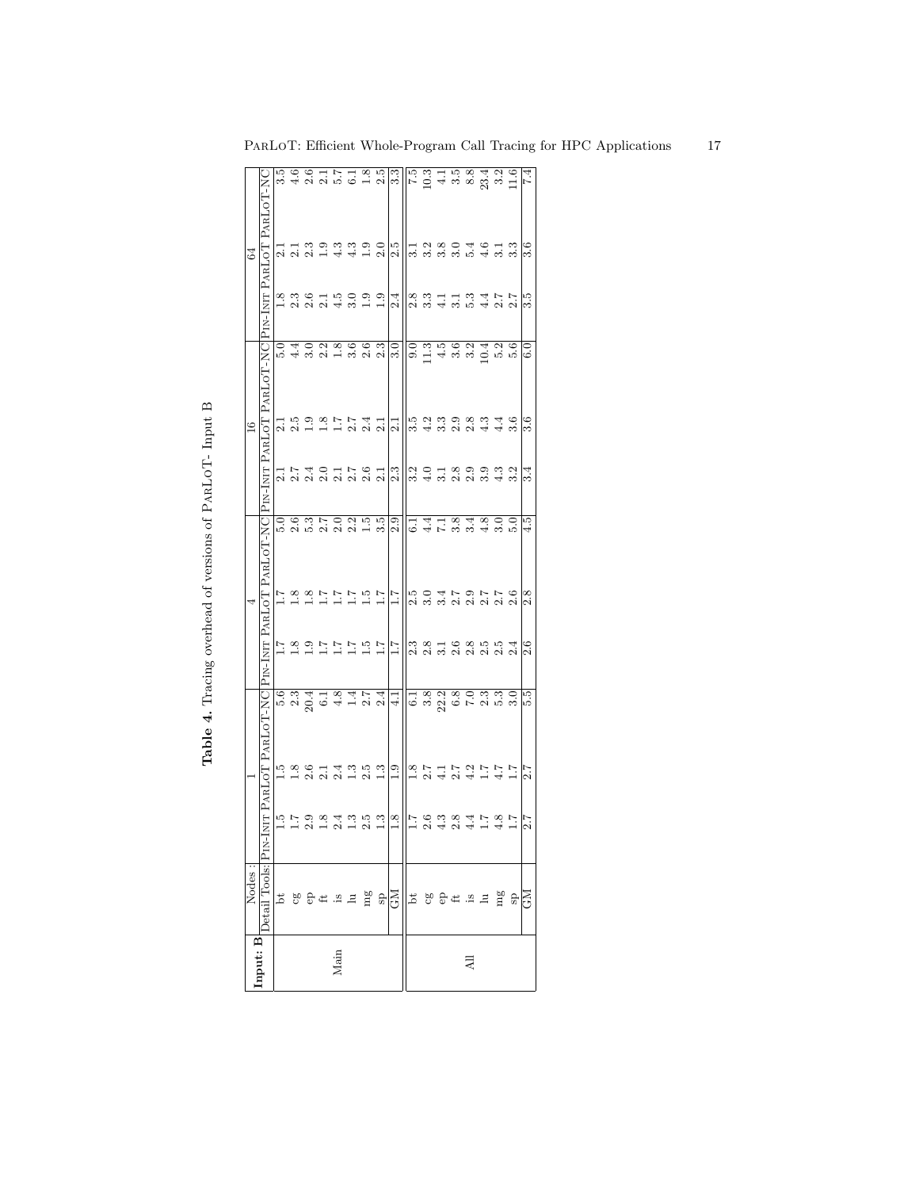**Table 4.** Tracing overhead of versions of ParLoT- Input B

| Input: B | Nodes : | 1 | | | 4 | | | 16 | | | 64 | | |
|---|---|---|---|---|---|---|---|---|---|---|---|---|---|
| | Detail Tools: | Pin-Init | ParLoT | ParLoT-NC | Pin-Init | ParLoT | ParLoT-NC | Pin-Init | ParLoT | ParLoT-NC | Pin-Init | ParLoT | ParLoT-NC |
| Main | bt | 1.5 | 1.5 | 5.6 | 1.7 | 1.7 | 5.0 | 2.1 | 2.1 | 5.0 | 1.8 | 2.1 | 3.5 |
| | cg | 1.7 | 1.8 | 2.3 | 1.8 | 1.8 | 2.6 | 2.7 | 2.5 | 4.4 | 2.3 | 2.1 | 4.6 |
| | ep | 2.9 | 2.6 | 20.4 | 1.9 | 1.8 | 5.3 | 2.4 | 1.9 | 3.0 | 2.6 | 2.3 | 2.6 |
| | ft | 1.8 | 2.1 | 6.1 | 1.7 | 1.7 | 2.7 | 2.0 | 1.8 | 2.2 | 2.1 | 1.9 | 2.1 |
| | is | 2.4 | 2.4 | 4.8 | 1.7 | 1.7 | 2.0 | 2.1 | 1.7 | 1.8 | 4.5 | 4.3 | 5.7 |
| | lu | 1.3 | 1.3 | 1.4 | 1.7 | 1.7 | 2.2 | 2.7 | 2.7 | 3.6 | 3.0 | 4.3 | 6.1 |
| | mg | 2.5 | 2.5 | 2.7 | 1.5 | 1.5 | 1.5 | 2.6 | 2.4 | 2.6 | 1.9 | 1.9 | 1.8 |
| | sp | 1.3 | 1.3 | 2.4 | 1.7 | 1.7 | 3.5 | 2.1 | 2.1 | 2.3 | 1.9 | 2.0 | 2.5 |
| | GM | 1.8 | 1.9 | 4.1 | 1.7 | 1.7 | 2.9 | 2.3 | 2.1 | 3.0 | 2.4 | 2.5 | 3.3 |
| All | bt | 1.7 | 1.8 | 6.1 | 2.3 | 2.5 | 6.1 | 3.2 | 3.5 | 9.0 | 2.8 | 3.1 | 7.5 |
| | cg | 2.6 | 2.7 | 3.8 | 2.8 | 3.0 | 4.4 | 4.0 | 4.2 | 11.3 | 3.3 | 3.2 | 10.3 |
| | ep | 4.3 | 4.1 | 22.2 | 3.1 | 3.4 | 7.1 | 3.1 | 3.3 | 4.5 | 4.1 | 3.8 | 4.1 |
| | ft | 2.8 | 2.7 | 6.8 | 2.6 | 2.7 | 3.8 | 2.8 | 2.9 | 3.6 | 3.1 | 3.0 | 3.5 |
| | is | 4.4 | 4.2 | 7.0 | 2.8 | 2.9 | 3.4 | 2.9 | 2.8 | 3.2 | 5.3 | 5.4 | 8.8 |
| | lu | 1.7 | 1.7 | 2.3 | 2.5 | 2.7 | 4.8 | 3.9 | 4.3 | 10.4 | 4.4 | 4.6 | 23.4 |
| | mg | 4.8 | 4.7 | 5.3 | 2.5 | 2.7 | 3.0 | 4.3 | 4.4 | 5.2 | 2.7 | 3.1 | 3.2 |
| | sp | 1.7 | 1.7 | 3.0 | 2.4 | 2.6 | 5.0 | 3.2 | 3.6 | 5.6 | 2.7 | 3.3 | 11.6 |
| | GM | 2.7 | 2.7 | 5.5 | 2.6 | 2.8 | 4.5 | 3.4 | 3.6 | 6.0 | 3.5 | 3.6 | 7.4 |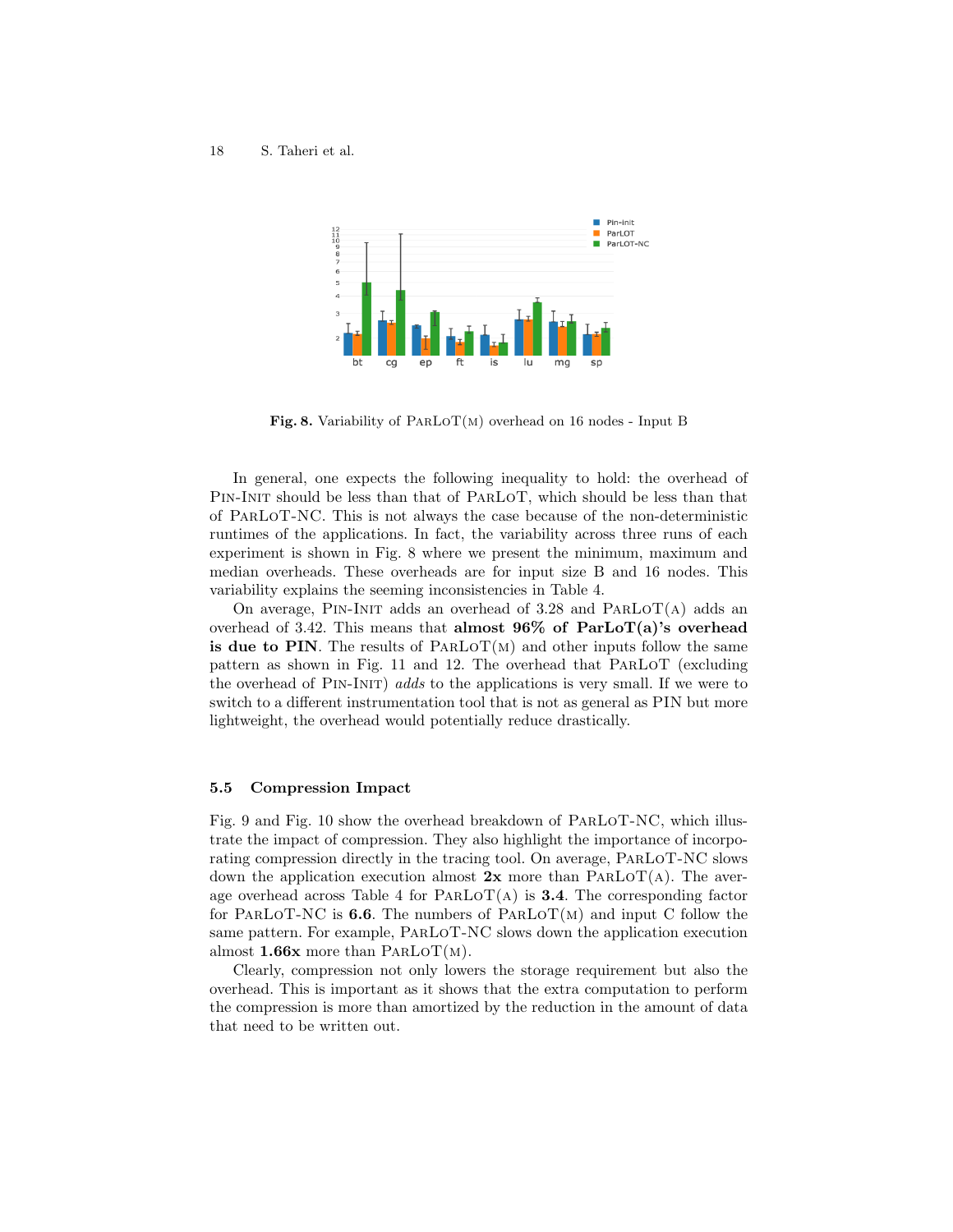Fig. 8. Variability of ParLoT(m) overhead on 16 nodes - Input B

In general, one expects the following inequality to hold: the overhead of Pin-Init should be less than that of ParLoT, which should be less than that of ParLoT-NC. This is not always the case because of the non-deterministic runtimes of the applications. In fact, the variability across three runs of each experiment is shown in Fig. 8 where we present the minimum, maximum and median overheads. These overheads are for input size B and 16 nodes. This variability explains the seeming inconsistencies in Table 4.

On average, Pin-Init adds an overhead of 3.28 and ParLoT(a) adds an overhead of 3.42. This means that **almost 96% of ParLoT(a)'s overhead is due to PIN**. The results of ParLoT(m) and other inputs follow the same pattern as shown in Fig. 11 and 12. The overhead that ParLoT (excluding the overhead of Pin-Init) *adds* to the applications is very small. If we were to switch to a different instrumentation tool that is not as general as PIN but more lightweight, the overhead would potentially reduce drastically.

### 5.5 Compression Impact

Fig. 9 and Fig. 10 show the overhead breakdown of ParLoT-NC, which illustrate the impact of compression. They also highlight the importance of incorporating compression directly in the tracing tool. On average, ParLoT-NC slows down the application execution almost **2x** more than ParLoT(a). The average overhead across Table 4 for ParLoT(a) is **3.4**. The corresponding factor for ParLoT-NC is **6.6**. The numbers of ParLoT(m) and input C follow the same pattern. For example, ParLoT-NC slows down the application execution almost **1.66x** more than ParLoT(m).

Clearly, compression not only lowers the storage requirement but also the overhead. This is important as it shows that the extra computation to perform the compression is more than amortized by the reduction in the amount of data that need to be written out.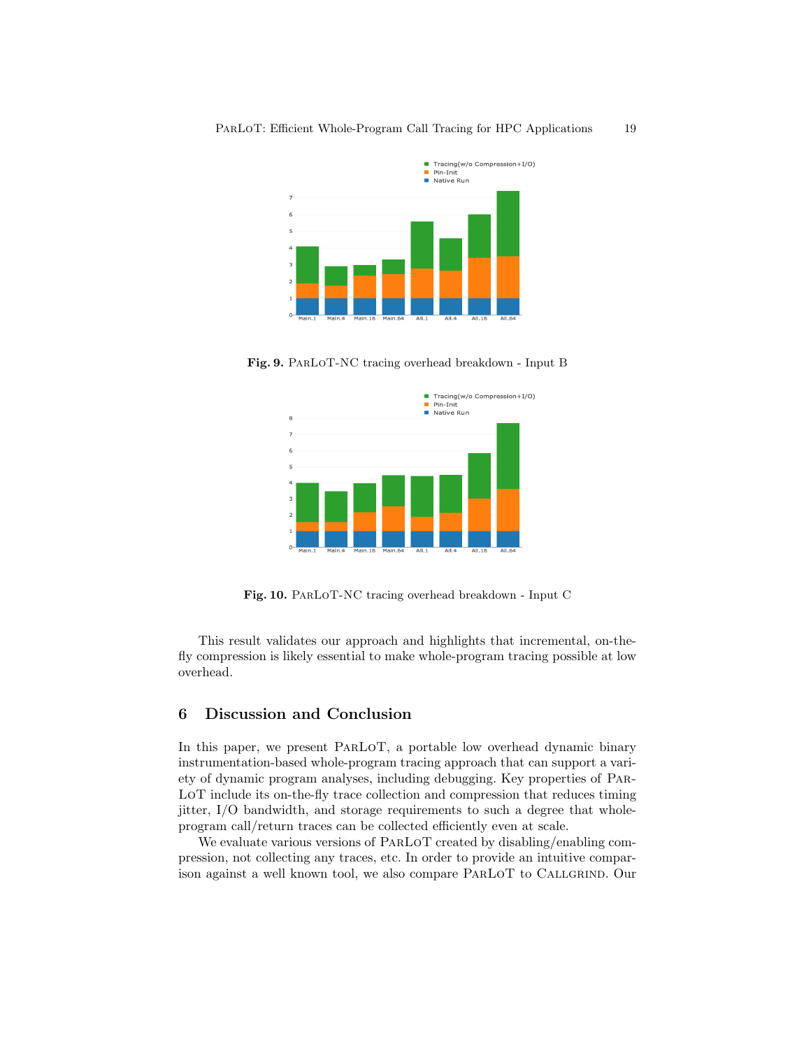**Fig. 9.** ParLoT-NC tracing overhead breakdown - Input B

**Fig. 10.** ParLoT-NC tracing overhead breakdown - Input C

This result validates our approach and highlights that incremental, on-the-fly compression is likely essential to make whole-program tracing possible at low overhead.

## 6 Discussion and Conclusion

In this paper, we present ParLoT, a portable low overhead dynamic binary instrumentation-based whole-program tracing approach that can support a variety of dynamic program analyses, including debugging. Key properties of ParLoT include its on-the-fly trace collection and compression that reduces timing jitter, I/O bandwidth, and storage requirements to such a degree that whole-program call/return traces can be collected efficiently even at scale.

We evaluate various versions of ParLoT created by disabling/enabling compression, not collecting any traces, etc. In order to provide an intuitive comparison against a well known tool, we also compare ParLoT to Callgrind. Our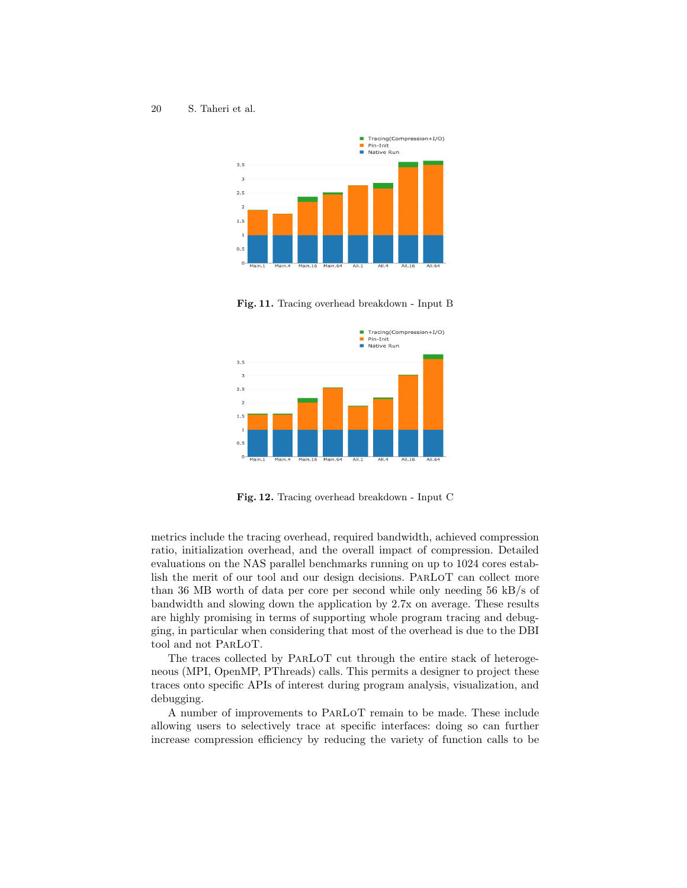Fig. 11. Tracing overhead breakdown - Input B

Fig. 12. Tracing overhead breakdown - Input C

metrics include the tracing overhead, required bandwidth, achieved compression ratio, initialization overhead, and the overall impact of compression. Detailed evaluations on the NAS parallel benchmarks running on up to 1024 cores establish the merit of our tool and our design decisions. ParLoT can collect more than 36 MB worth of data per core per second while only needing 56 kB/s of bandwidth and slowing down the application by 2.7x on average. These results are highly promising in terms of supporting whole program tracing and debugging, in particular when considering that most of the overhead is due to the DBI tool and not ParLoT.

The traces collected by ParLoT cut through the entire stack of heterogeneous (MPI, OpenMP, PThreads) calls. This permits a designer to project these traces onto specific APIs of interest during program analysis, visualization, and debugging.

A number of improvements to ParLoT remain to be made. These include allowing users to selectively trace at specific interfaces: doing so can further increase compression efficiency by reducing the variety of function calls to be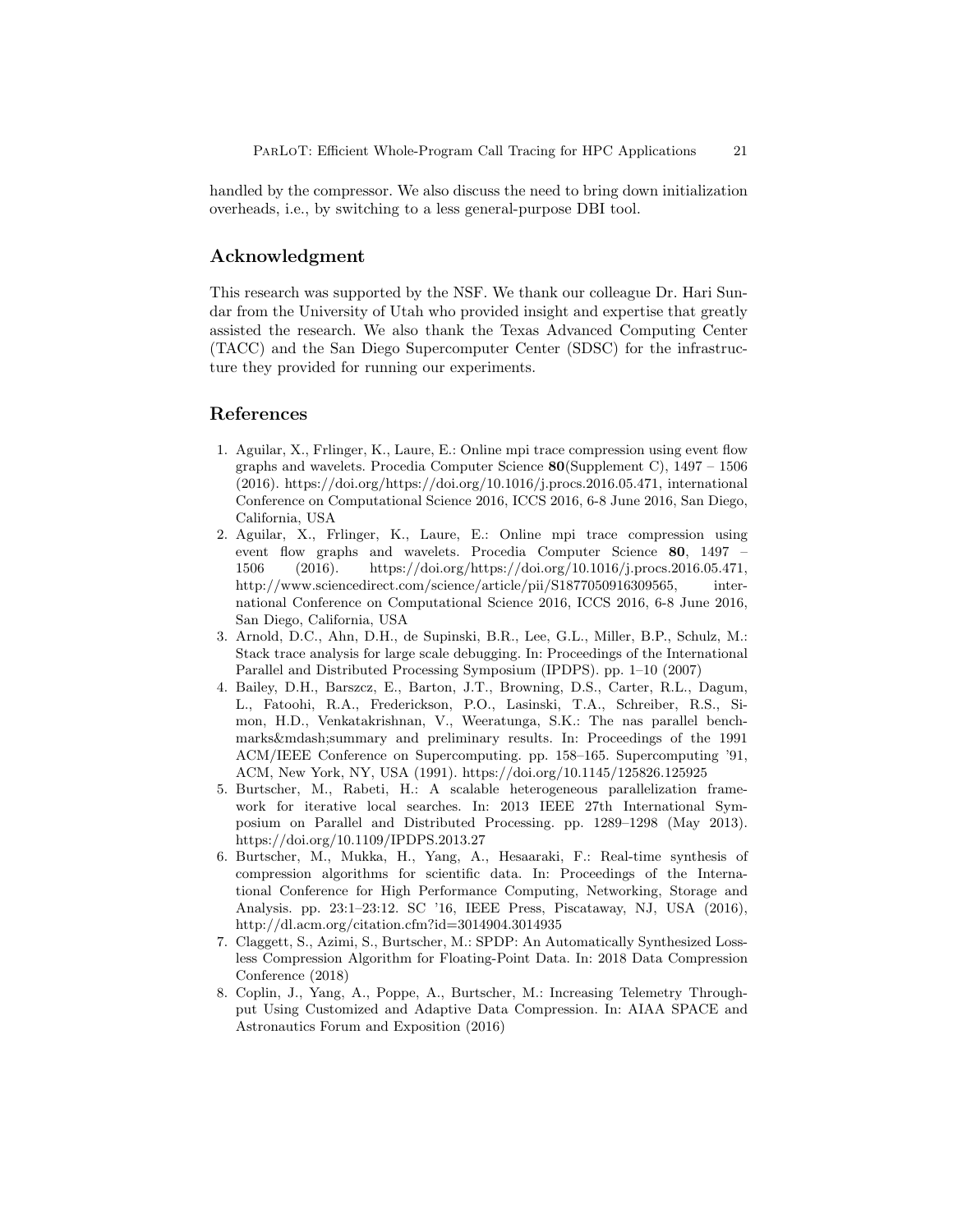handled by the compressor. We also discuss the need to bring down initialization overheads, i.e., by switching to a less general-purpose DBI tool.

## Acknowledgment

This research was supported by the NSF. We thank our colleague Dr. Hari Sundar from the University of Utah who provided insight and expertise that greatly assisted the research. We also thank the Texas Advanced Computing Center (TACC) and the San Diego Supercomputer Center (SDSC) for the infrastructure they provided for running our experiments.

## References

1. Aguilar, X., Frlinger, K., Laure, E.: Online mpi trace compression using event flow graphs and wavelets. Procedia Computer Science **80**(Supplement C), 1497 – 1506 (2016). https://doi.org/https://doi.org/10.1016/j.procs.2016.05.471, international Conference on Computational Science 2016, ICCS 2016, 6-8 June 2016, San Diego, California, USA
2. Aguilar, X., Frlinger, K., Laure, E.: Online mpi trace compression using event flow graphs and wavelets. Procedia Computer Science **80**, 1497 – 1506 (2016). https://doi.org/https://doi.org/10.1016/j.procs.2016.05.471, http://www.sciencedirect.com/science/article/pii/S1877050916309565, international Conference on Computational Science 2016, ICCS 2016, 6-8 June 2016, San Diego, California, USA
3. Arnold, D.C., Ahn, D.H., de Supinski, B.R., Lee, G.L., Miller, B.P., Schulz, M.: Stack trace analysis for large scale debugging. In: Proceedings of the International Parallel and Distributed Processing Symposium (IPDPS). pp. 1–10 (2007)
4. Bailey, D.H., Barszcz, E., Barton, J.T., Browning, D.S., Carter, R.L., Dagum, L., Fatoohi, R.A., Frederickson, P.O., Lasinski, T.A., Schreiber, R.S., Simon, H.D., Venkatakrishnan, V., Weeratunga, S.K.: The nas parallel benchmarks&mdash;summary and preliminary results. In: Proceedings of the 1991 ACM/IEEE Conference on Supercomputing. pp. 158–165. Supercomputing '91, ACM, New York, NY, USA (1991). https://doi.org/10.1145/125826.125925
5. Burtscher, M., Rabeti, H.: A scalable heterogeneous parallelization framework for iterative local searches. In: 2013 IEEE 27th International Symposium on Parallel and Distributed Processing. pp. 1289–1298 (May 2013). https://doi.org/10.1109/IPDPS.2013.27
6. Burtscher, M., Mukka, H., Yang, A., Hesaaraki, F.: Real-time synthesis of compression algorithms for scientific data. In: Proceedings of the International Conference for High Performance Computing, Networking, Storage and Analysis. pp. 23:1–23:12. SC '16, IEEE Press, Piscataway, NJ, USA (2016), http://dl.acm.org/citation.cfm?id=3014904.3014935
7. Claggett, S., Azimi, S., Burtscher, M.: SPDP: An Automatically Synthesized Lossless Compression Algorithm for Floating-Point Data. In: 2018 Data Compression Conference (2018)
8. Coplin, J., Yang, A., Poppe, A., Burtscher, M.: Increasing Telemetry Throughput Using Customized and Adaptive Data Compression. In: AIAA SPACE and Astronautics Forum and Exposition (2016)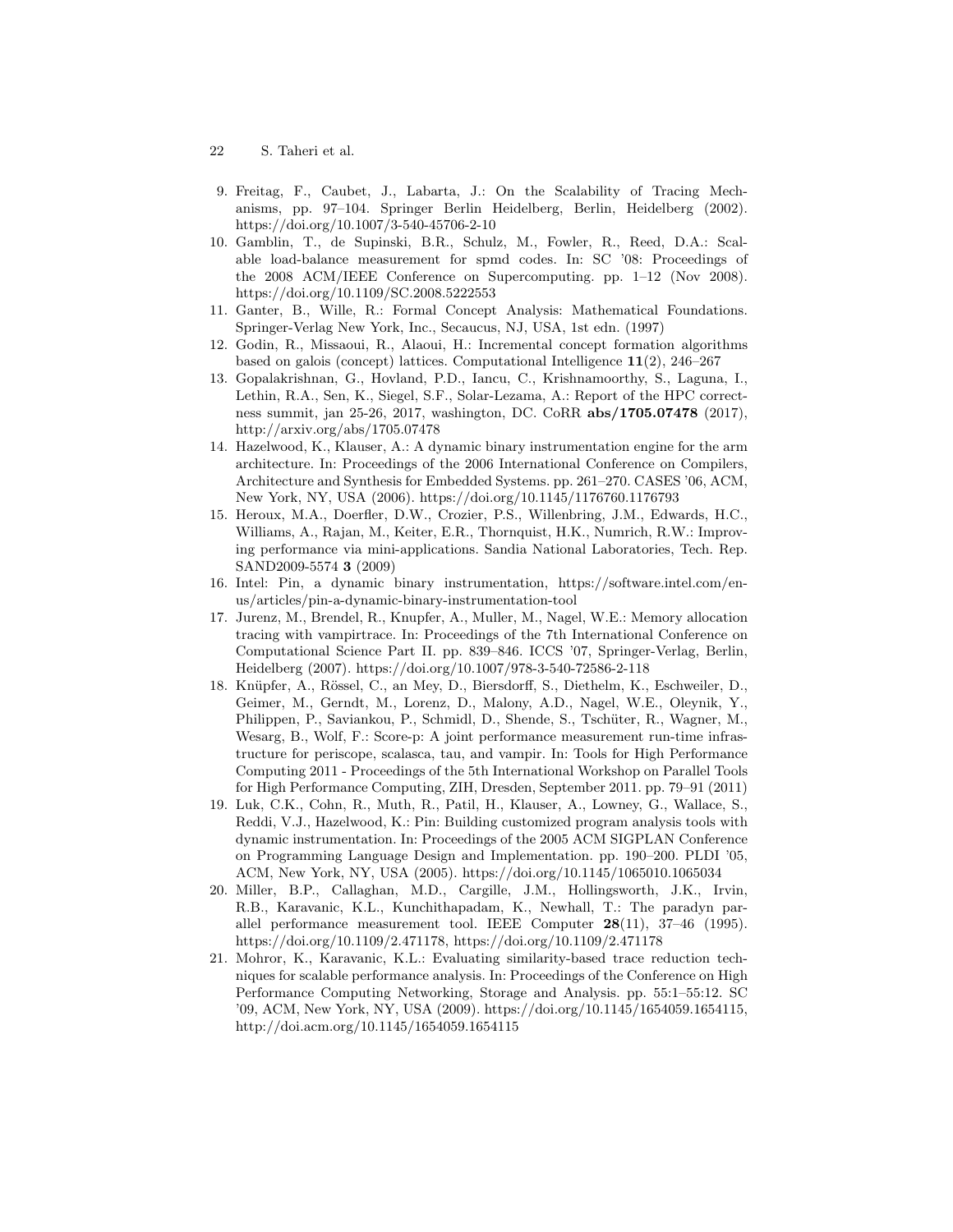9. Freitag, F., Caubet, J., Labarta, J.: On the Scalability of Tracing Mechanisms, pp. 97–104. Springer Berlin Heidelberg, Berlin, Heidelberg (2002). https://doi.org/10.1007/3-540-45706-2-10
10. Gamblin, T., de Supinski, B.R., Schulz, M., Fowler, R., Reed, D.A.: Scalable load-balance measurement for spmd codes. In: SC '08: Proceedings of the 2008 ACM/IEEE Conference on Supercomputing. pp. 1–12 (Nov 2008). https://doi.org/10.1109/SC.2008.5222553
11. Ganter, B., Wille, R.: Formal Concept Analysis: Mathematical Foundations. Springer-Verlag New York, Inc., Secaucus, NJ, USA, 1st edn. (1997)
12. Godin, R., Missaoui, R., Alaoui, H.: Incremental concept formation algorithms based on galois (concept) lattices. Computational Intelligence **11**(2), 246–267
13. Gopalakrishnan, G., Hovland, P.D., Iancu, C., Krishnamoorthy, S., Laguna, I., Lethin, R.A., Sen, K., Siegel, S.F., Solar-Lezama, A.: Report of the HPC correctness summit, jan 25-26, 2017, washington, DC. CoRR **abs/1705.07478** (2017), http://arxiv.org/abs/1705.07478
14. Hazelwood, K., Klauser, A.: A dynamic binary instrumentation engine for the arm architecture. In: Proceedings of the 2006 International Conference on Compilers, Architecture and Synthesis for Embedded Systems. pp. 261–270. CASES '06, ACM, New York, NY, USA (2006). https://doi.org/10.1145/1176760.1176793
15. Heroux, M.A., Doerfler, D.W., Crozier, P.S., Willenbring, J.M., Edwards, H.C., Williams, A., Rajan, M., Keiter, E.R., Thornquist, H.K., Numrich, R.W.: Improving performance via mini-applications. Sandia National Laboratories, Tech. Rep. SAND2009-5574 **3** (2009)
16. Intel: Pin, a dynamic binary instrumentation, https://software.intel.com/en-us/articles/pin-a-dynamic-binary-instrumentation-tool
17. Jurenz, M., Brendel, R., Knupfer, A., Muller, M., Nagel, W.E.: Memory allocation tracing with vampirtrace. In: Proceedings of the 7th International Conference on Computational Science Part II. pp. 839–846. ICCS '07, Springer-Verlag, Berlin, Heidelberg (2007). https://doi.org/10.1007/978-3-540-72586-2-118
18. Knüpfer, A., Rössel, C., an Mey, D., Biersdorff, S., Diethelm, K., Eschweiler, D., Geimer, M., Gerndt, M., Lorenz, D., Malony, A.D., Nagel, W.E., Oleynik, Y., Philippen, P., Saviankou, P., Schmidl, D., Shende, S., Tschüter, R., Wagner, M., Wesarg, B., Wolf, F.: Score-p: A joint performance measurement run-time infrastructure for periscope, scalasca, tau, and vampir. In: Tools for High Performance Computing 2011 - Proceedings of the 5th International Workshop on Parallel Tools for High Performance Computing, ZIH, Dresden, September 2011. pp. 79–91 (2011)
19. Luk, C.K., Cohn, R., Muth, R., Patil, H., Klauser, A., Lowney, G., Wallace, S., Reddi, V.J., Hazelwood, K.: Pin: Building customized program analysis tools with dynamic instrumentation. In: Proceedings of the 2005 ACM SIGPLAN Conference on Programming Language Design and Implementation. pp. 190–200. PLDI '05, ACM, New York, NY, USA (2005). https://doi.org/10.1145/1065010.1065034
20. Miller, B.P., Callaghan, M.D., Cargille, J.M., Hollingsworth, J.K., Irvin, R.B., Karavanic, K.L., Kunchithapadam, K., Newhall, T.: The paradyn parallel performance measurement tool. IEEE Computer **28**(11), 37–46 (1995). https://doi.org/10.1109/2.471178, https://doi.org/10.1109/2.471178
21. Mohror, K., Karavanic, K.L.: Evaluating similarity-based trace reduction techniques for scalable performance analysis. In: Proceedings of the Conference on High Performance Computing Networking, Storage and Analysis. pp. 55:1–55:12. SC '09, ACM, New York, NY, USA (2009). https://doi.org/10.1145/1654059.1654115, http://doi.acm.org/10.1145/1654059.1654115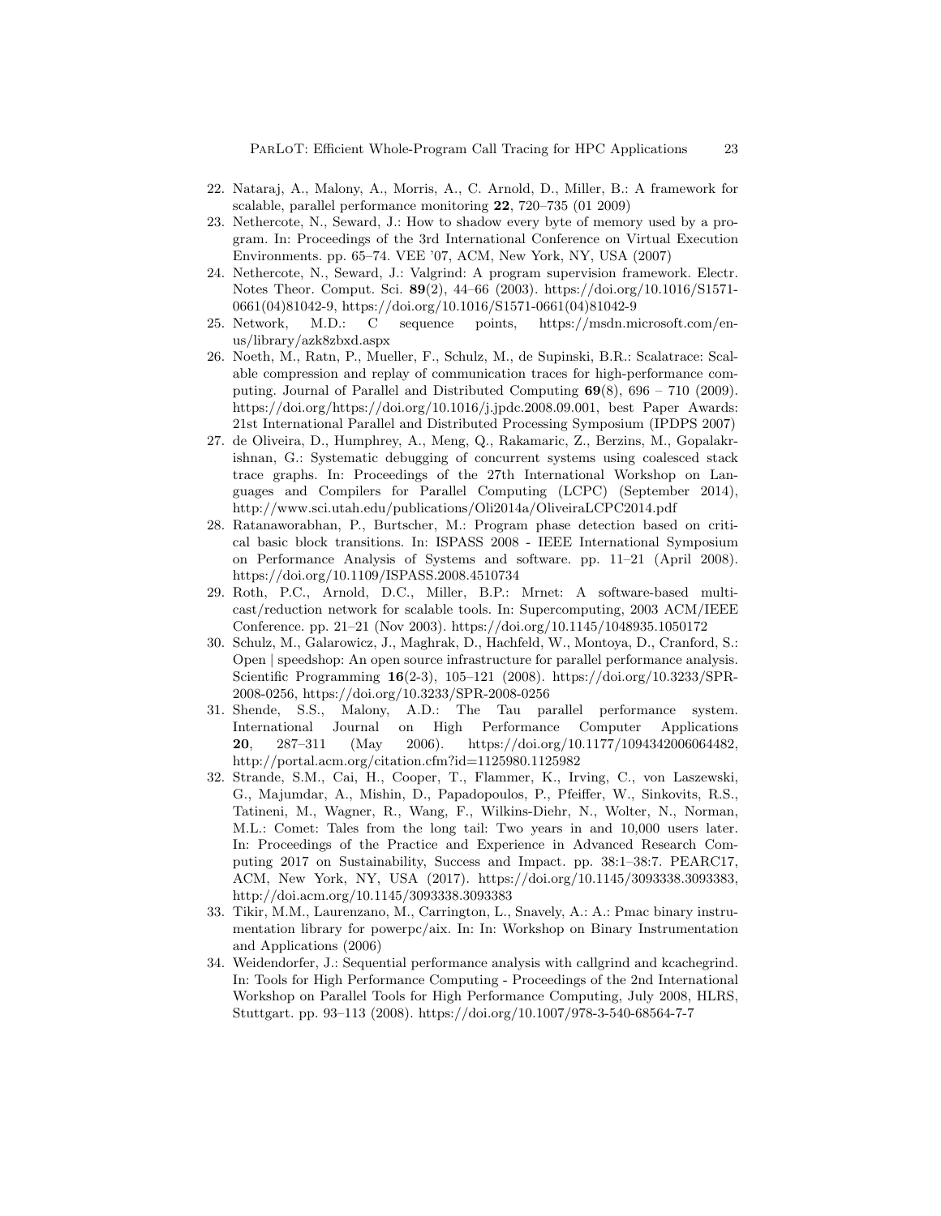22. Nataraj, A., Malony, A., Morris, A., C. Arnold, D., Miller, B.: A framework for scalable, parallel performance monitoring **22**, 720–735 (01 2009)
23. Nethercote, N., Seward, J.: How to shadow every byte of memory used by a program. In: Proceedings of the 3rd International Conference on Virtual Execution Environments. pp. 65–74. VEE '07, ACM, New York, NY, USA (2007)
24. Nethercote, N., Seward, J.: Valgrind: A program supervision framework. Electr. Notes Theor. Comput. Sci. **89**(2), 44–66 (2003). https://doi.org/10.1016/S1571-0661(04)81042-9, https://doi.org/10.1016/S1571-0661(04)81042-9
25. Network, M.D.: C sequence points, https://msdn.microsoft.com/en-us/library/azk8zbxd.aspx
26. Noeth, M., Ratn, P., Mueller, F., Schulz, M., de Supinski, B.R.: Scalatrace: Scalable compression and replay of communication traces for high-performance computing. Journal of Parallel and Distributed Computing **69**(8), 696 – 710 (2009). https://doi.org/https://doi.org/10.1016/j.jpdc.2008.09.001, best Paper Awards: 21st International Parallel and Distributed Processing Symposium (IPDPS 2007)
27. de Oliveira, D., Humphrey, A., Meng, Q., Rakamaric, Z., Berzins, M., Gopalakrishnan, G.: Systematic debugging of concurrent systems using coalesced stack trace graphs. In: Proceedings of the 27th International Workshop on Languages and Compilers for Parallel Computing (LCPC) (September 2014), http://www.sci.utah.edu/publications/Oli2014a/OliveiraLCPC2014.pdf
28. Ratanaworabhan, P., Burtscher, M.: Program phase detection based on critical basic block transitions. In: ISPASS 2008 - IEEE International Symposium on Performance Analysis of Systems and software. pp. 11–21 (April 2008). https://doi.org/10.1109/ISPASS.2008.4510734
29. Roth, P.C., Arnold, D.C., Miller, B.P.: Mrnet: A software-based multicast/reduction network for scalable tools. In: Supercomputing, 2003 ACM/IEEE Conference. pp. 21–21 (Nov 2003). https://doi.org/10.1145/1048935.1050172
30. Schulz, M., Galarowicz, J., Maghrak, D., Hachfeld, W., Montoya, D., Cranford, S.: Open | speedshop: An open source infrastructure for parallel performance analysis. Scientific Programming **16**(2-3), 105–121 (2008). https://doi.org/10.3233/SPR-2008-0256, https://doi.org/10.3233/SPR-2008-0256
31. Shende, S.S., Malony, A.D.: The Tau parallel performance system. International Journal on High Performance Computer Applications **20**, 287–311 (May 2006). https://doi.org/10.1177/1094342006064482, http://portal.acm.org/citation.cfm?id=1125980.1125982
32. Strande, S.M., Cai, H., Cooper, T., Flammer, K., Irving, C., von Laszewski, G., Majumdar, A., Mishin, D., Papadopoulos, P., Pfeiffer, W., Sinkovits, R.S., Tatineni, M., Wagner, R., Wang, F., Wilkins-Diehr, N., Wolter, N., Norman, M.L.: Comet: Tales from the long tail: Two years in and 10,000 users later. In: Proceedings of the Practice and Experience in Advanced Research Computing 2017 on Sustainability, Success and Impact. pp. 38:1–38:7. PEARC17, ACM, New York, NY, USA (2017). https://doi.org/10.1145/3093338.3093383, http://doi.acm.org/10.1145/3093338.3093383
33. Tikir, M.M., Laurenzano, M., Carrington, L., Snavely, A.: A.: Pmac binary instrumentation library for powerpc/aix. In: In: Workshop on Binary Instrumentation and Applications (2006)
34. Weidendorfer, J.: Sequential performance analysis with callgrind and kcachegrind. In: Tools for High Performance Computing - Proceedings of the 2nd International Workshop on Parallel Tools for High Performance Computing, July 2008, HLRS, Stuttgart. pp. 93–113 (2008). https://doi.org/10.1007/978-3-540-68564-7-7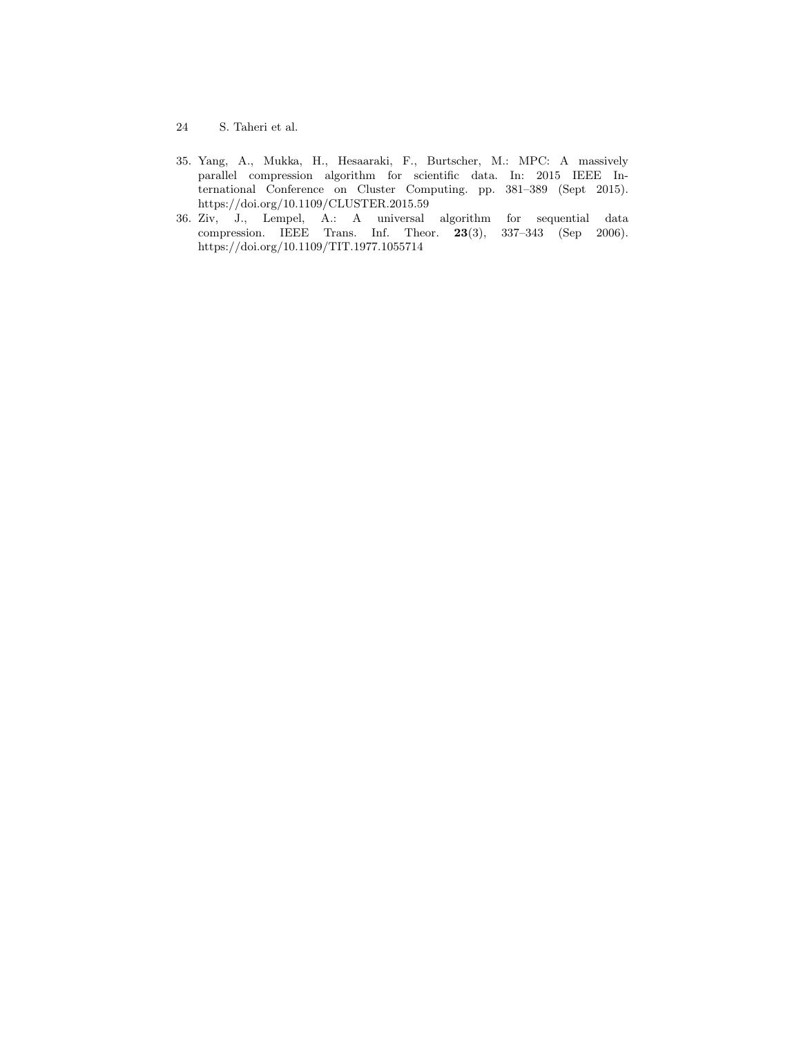35. Yang, A., Mukka, H., Hesaaraki, F., Burtscher, M.: MPC: A massively parallel compression algorithm for scientific data. In: 2015 IEEE International Conference on Cluster Computing. pp. 381–389 (Sept 2015). https://doi.org/10.1109/CLUSTER.2015.59
36. Ziv, J., Lempel, A.: A universal algorithm for sequential data compression. IEEE Trans. Inf. Theor. **23**(3), 337–343 (Sep 2006). https://doi.org/10.1109/TIT.1977.1055714